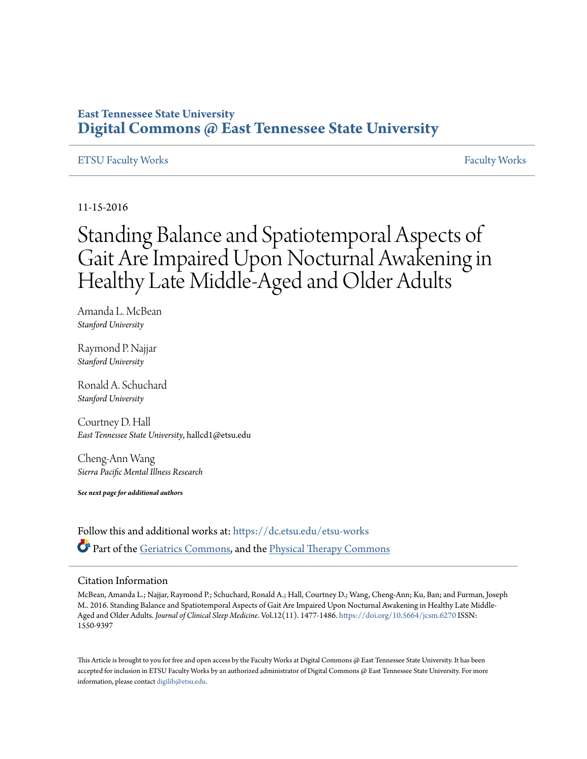East Tennessee State University
**Digital Commons @ East Tennessee State University**

ETSU Faculty Works | Faculty Works

11-15-2016

# Standing Balance and Spatiotemporal Aspects of Gait Are Impaired Upon Nocturnal Awakening in Healthy Late Middle-Aged and Older Adults

Amanda L. McBean
*Stanford University*

Raymond P. Najjar
*Stanford University*

Ronald A. Schuchard
*Stanford University*

Courtney D. Hall
*East Tennessee State University*, hallcd1@etsu.edu

Cheng-Ann Wang
*Sierra Pacific Mental Illness Research*

***See next page for additional authors***

Follow this and additional works at: https://dc.etsu.edu/etsu-works

Part of the Geriatrics Commons, and the Physical Therapy Commons

## Citation Information

McBean, Amanda L.; Najjar, Raymond P.; Schuchard, Ronald A.; Hall, Courtney D.; Wang, Cheng-Ann; Ku, Ban; and Furman, Joseph M.. 2016. Standing Balance and Spatiotemporal Aspects of Gait Are Impaired Upon Nocturnal Awakening in Healthy Late Middle-Aged and Older Adults. *Journal of Clinical Sleep Medicine*. Vol.12(11). 1477-1486. https://doi.org/10.5664/jcsm.6270 ISSN: 1550-9397

This Article is brought to you for free and open access by the Faculty Works at Digital Commons @ East Tennessee State University. It has been accepted for inclusion in ETSU Faculty Works by an authorized administrator of Digital Commons @ East Tennessee State University. For more information, please contact digilib@etsu.edu.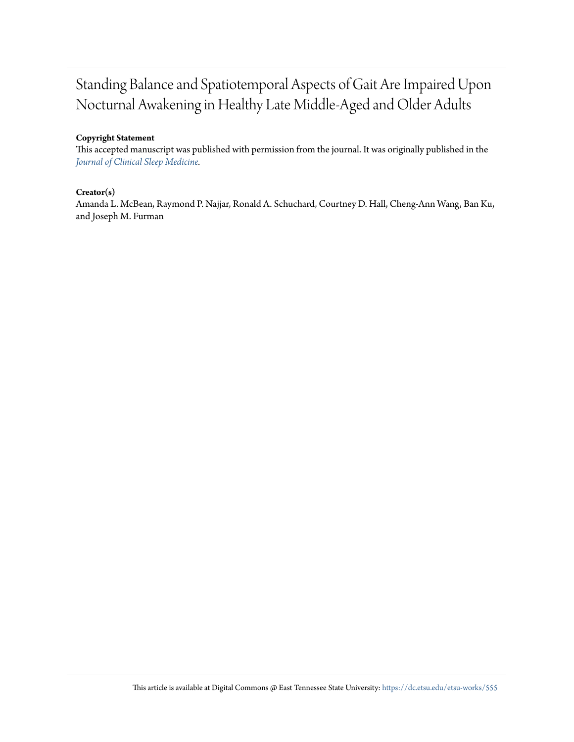# Standing Balance and Spatiotemporal Aspects of Gait Are Impaired Upon Nocturnal Awakening in Healthy Late Middle-Aged and Older Adults

**Copyright Statement**

This accepted manuscript was published with permission from the journal. It was originally published in the *Journal of Clinical Sleep Medicine*.

**Creator(s)**

Amanda L. McBean, Raymond P. Najjar, Ronald A. Schuchard, Courtney D. Hall, Cheng-Ann Wang, Ban Ku, and Joseph M. Furman

This article is available at Digital Commons @ East Tennessee State University: https://dc.etsu.edu/etsu-works/555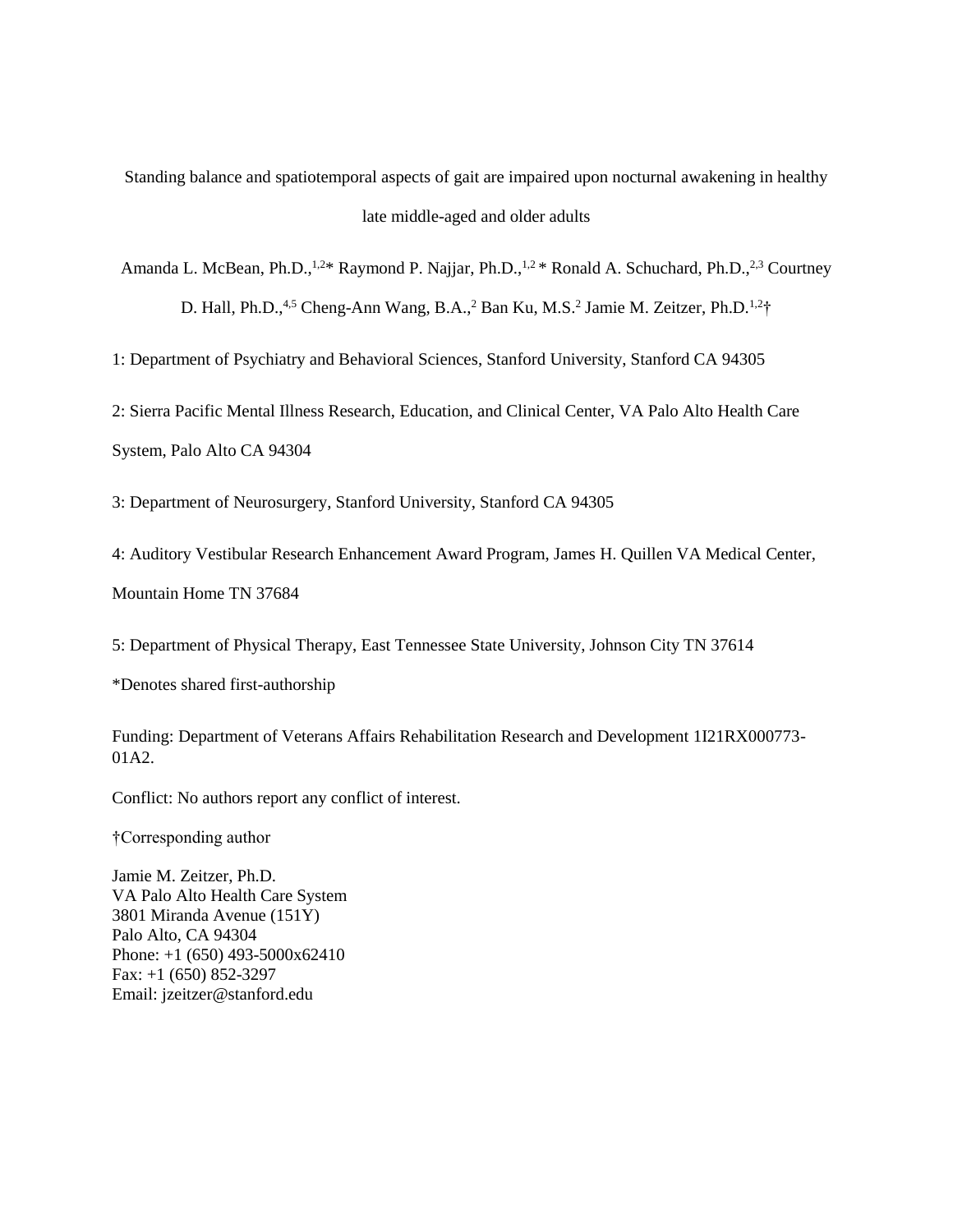# Standing balance and spatiotemporal aspects of gait are impaired upon nocturnal awakening in healthy late middle-aged and older adults

Amanda L. McBean, Ph.D.,[1,2]* Raymond P. Najjar, Ph.D.,[1,2]* Ronald A. Schuchard, Ph.D.,[2,3] Courtney D. Hall, Ph.D.,[4,5] Cheng-Ann Wang, B.A.,[2] Ban Ku, M.S.[2] Jamie M. Zeitzer, Ph.D.[1,2]†

1: Department of Psychiatry and Behavioral Sciences, Stanford University, Stanford CA 94305

2: Sierra Pacific Mental Illness Research, Education, and Clinical Center, VA Palo Alto Health Care System, Palo Alto CA 94304

3: Department of Neurosurgery, Stanford University, Stanford CA 94305

4: Auditory Vestibular Research Enhancement Award Program, James H. Quillen VA Medical Center, Mountain Home TN 37684

5: Department of Physical Therapy, East Tennessee State University, Johnson City TN 37614

*Denotes shared first-authorship

Funding: Department of Veterans Affairs Rehabilitation Research and Development 1I21RX000773-01A2.

Conflict: No authors report any conflict of interest.

†Corresponding author

Jamie M. Zeitzer, Ph.D.
VA Palo Alto Health Care System
3801 Miranda Avenue (151Y)
Palo Alto, CA 94304
Phone: +1 (650) 493-5000x62410
Fax: +1 (650) 852-3297
Email: jzeitzer@stanford.edu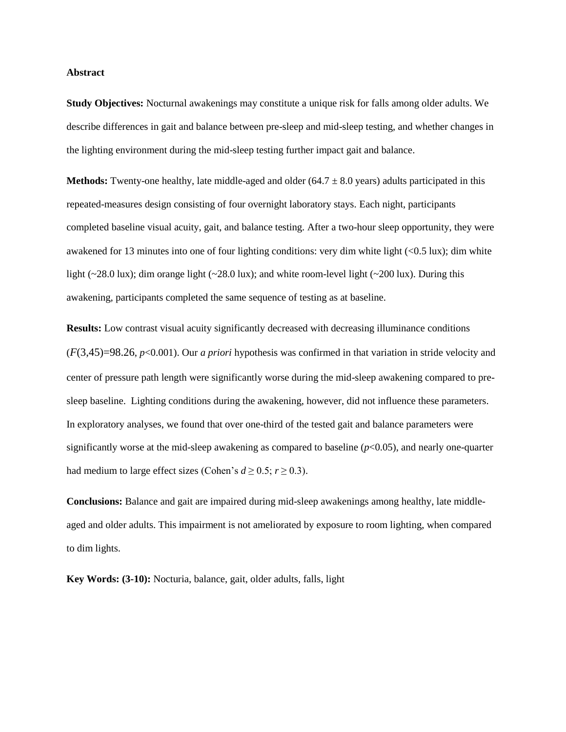**Abstract**

**Study Objectives:** Nocturnal awakenings may constitute a unique risk for falls among older adults. We describe differences in gait and balance between pre-sleep and mid-sleep testing, and whether changes in the lighting environment during the mid-sleep testing further impact gait and balance.

**Methods:** Twenty-one healthy, late middle-aged and older (64.7 ± 8.0 years) adults participated in this repeated-measures design consisting of four overnight laboratory stays. Each night, participants completed baseline visual acuity, gait, and balance testing. After a two-hour sleep opportunity, they were awakened for 13 minutes into one of four lighting conditions: very dim white light (<0.5 lux); dim white light (~28.0 lux); dim orange light (~28.0 lux); and white room-level light (~200 lux). During this awakening, participants completed the same sequence of testing as at baseline.

**Results:** Low contrast visual acuity significantly decreased with decreasing illuminance conditions ($F(3,45)=98.26$, $p<0.001$). Our *a priori* hypothesis was confirmed in that variation in stride velocity and center of pressure path length were significantly worse during the mid-sleep awakening compared to pre-sleep baseline. Lighting conditions during the awakening, however, did not influence these parameters. In exploratory analyses, we found that over one-third of the tested gait and balance parameters were significantly worse at the mid-sleep awakening as compared to baseline ($p<0.05$), and nearly one-quarter had medium to large effect sizes (Cohen's $d \geq 0.5$; $r \geq 0.3$).

**Conclusions:** Balance and gait are impaired during mid-sleep awakenings among healthy, late middle-aged and older adults. This impairment is not ameliorated by exposure to room lighting, when compared to dim lights.

**Key Words: (3-10):** Nocturia, balance, gait, older adults, falls, light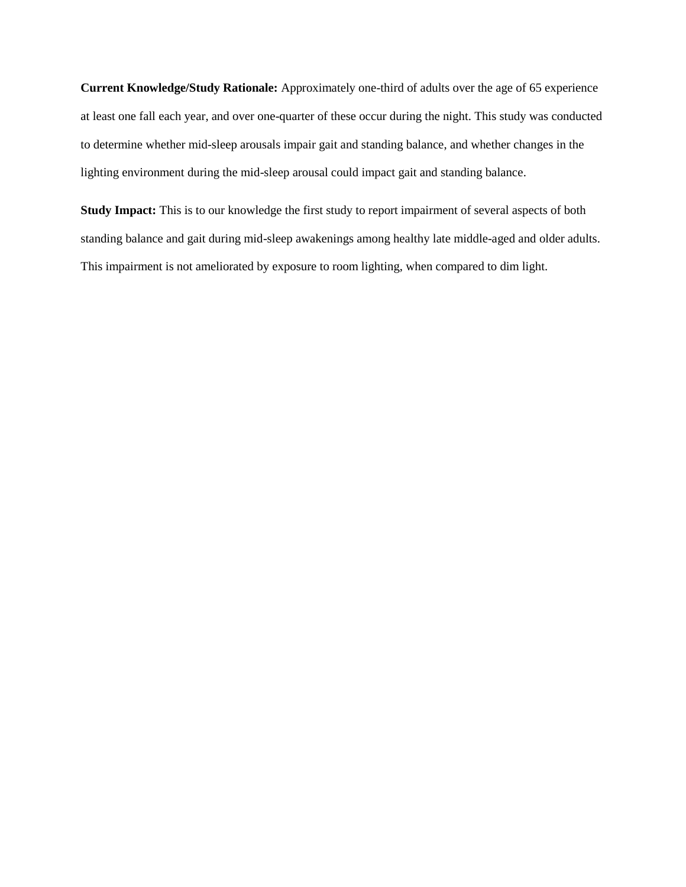**Current Knowledge/Study Rationale:** Approximately one-third of adults over the age of 65 experience at least one fall each year, and over one-quarter of these occur during the night. This study was conducted to determine whether mid-sleep arousals impair gait and standing balance, and whether changes in the lighting environment during the mid-sleep arousal could impact gait and standing balance.

**Study Impact:** This is to our knowledge the first study to report impairment of several aspects of both standing balance and gait during mid-sleep awakenings among healthy late middle-aged and older adults. This impairment is not ameliorated by exposure to room lighting, when compared to dim light.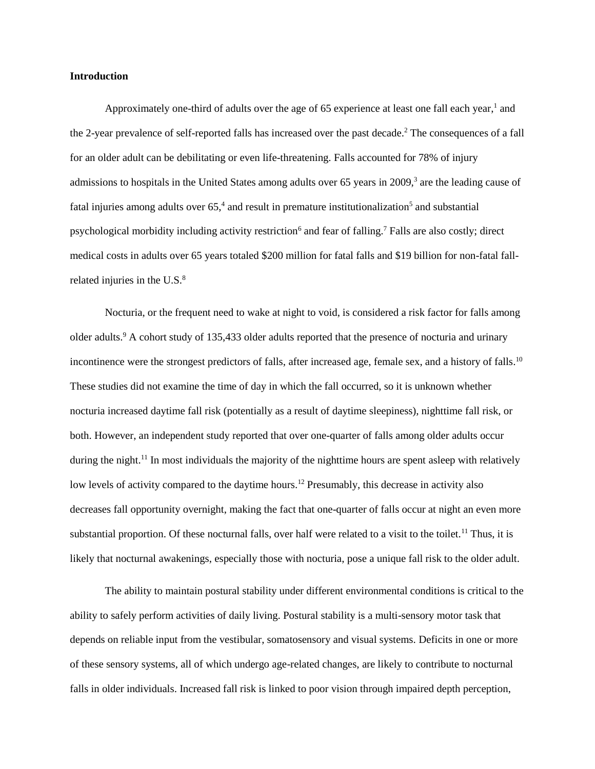**Introduction**

Approximately one-third of adults over the age of 65 experience at least one fall each year,[1] and the 2-year prevalence of self-reported falls has increased over the past decade.[2] The consequences of a fall for an older adult can be debilitating or even life-threatening. Falls accounted for 78% of injury admissions to hospitals in the United States among adults over 65 years in 2009,[3] are the leading cause of fatal injuries among adults over 65,[4] and result in premature institutionalization[5] and substantial psychological morbidity including activity restriction[6] and fear of falling.[7] Falls are also costly; direct medical costs in adults over 65 years totaled $200 million for fatal falls and $19 billion for non-fatal fall-related injuries in the U.S.[8]

Nocturia, or the frequent need to wake at night to void, is considered a risk factor for falls among older adults.[9] A cohort study of 135,433 older adults reported that the presence of nocturia and urinary incontinence were the strongest predictors of falls, after increased age, female sex, and a history of falls.[10] These studies did not examine the time of day in which the fall occurred, so it is unknown whether nocturia increased daytime fall risk (potentially as a result of daytime sleepiness), nighttime fall risk, or both. However, an independent study reported that over one-quarter of falls among older adults occur during the night.[11] In most individuals the majority of the nighttime hours are spent asleep with relatively low levels of activity compared to the daytime hours.[12] Presumably, this decrease in activity also decreases fall opportunity overnight, making the fact that one-quarter of falls occur at night an even more substantial proportion. Of these nocturnal falls, over half were related to a visit to the toilet.[11] Thus, it is likely that nocturnal awakenings, especially those with nocturia, pose a unique fall risk to the older adult.

The ability to maintain postural stability under different environmental conditions is critical to the ability to safely perform activities of daily living. Postural stability is a multi-sensory motor task that depends on reliable input from the vestibular, somatosensory and visual systems. Deficits in one or more of these sensory systems, all of which undergo age-related changes, are likely to contribute to nocturnal falls in older individuals. Increased fall risk is linked to poor vision through impaired depth perception,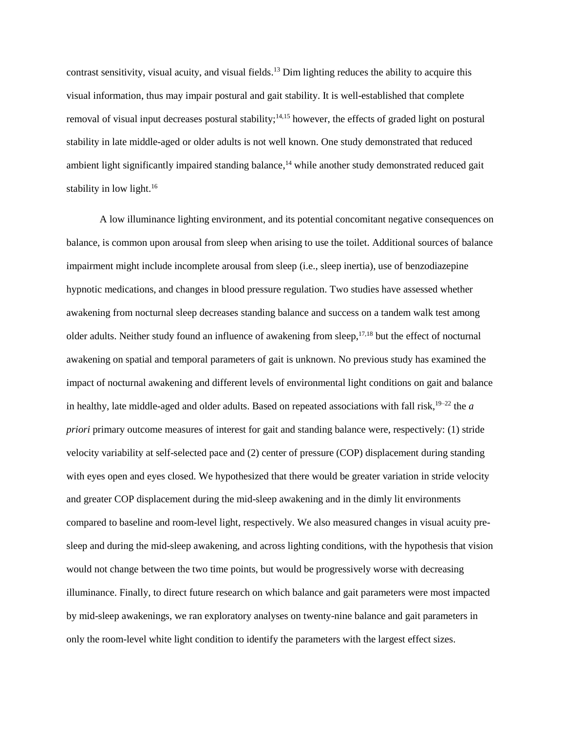contrast sensitivity, visual acuity, and visual fields.[13] Dim lighting reduces the ability to acquire this visual information, thus may impair postural and gait stability. It is well-established that complete removal of visual input decreases postural stability;[14,15] however, the effects of graded light on postural stability in late middle-aged or older adults is not well known. One study demonstrated that reduced ambient light significantly impaired standing balance,[14] while another study demonstrated reduced gait stability in low light.[16]

A low illuminance lighting environment, and its potential concomitant negative consequences on balance, is common upon arousal from sleep when arising to use the toilet. Additional sources of balance impairment might include incomplete arousal from sleep (i.e., sleep inertia), use of benzodiazepine hypnotic medications, and changes in blood pressure regulation. Two studies have assessed whether awakening from nocturnal sleep decreases standing balance and success on a tandem walk test among older adults. Neither study found an influence of awakening from sleep,[17,18] but the effect of nocturnal awakening on spatial and temporal parameters of gait is unknown. No previous study has examined the impact of nocturnal awakening and different levels of environmental light conditions on gait and balance in healthy, late middle-aged and older adults. Based on repeated associations with fall risk,[19–22] the *a priori* primary outcome measures of interest for gait and standing balance were, respectively: (1) stride velocity variability at self-selected pace and (2) center of pressure (COP) displacement during standing with eyes open and eyes closed. We hypothesized that there would be greater variation in stride velocity and greater COP displacement during the mid-sleep awakening and in the dimly lit environments compared to baseline and room-level light, respectively. We also measured changes in visual acuity pre-sleep and during the mid-sleep awakening, and across lighting conditions, with the hypothesis that vision would not change between the two time points, but would be progressively worse with decreasing illuminance. Finally, to direct future research on which balance and gait parameters were most impacted by mid-sleep awakenings, we ran exploratory analyses on twenty-nine balance and gait parameters in only the room-level white light condition to identify the parameters with the largest effect sizes.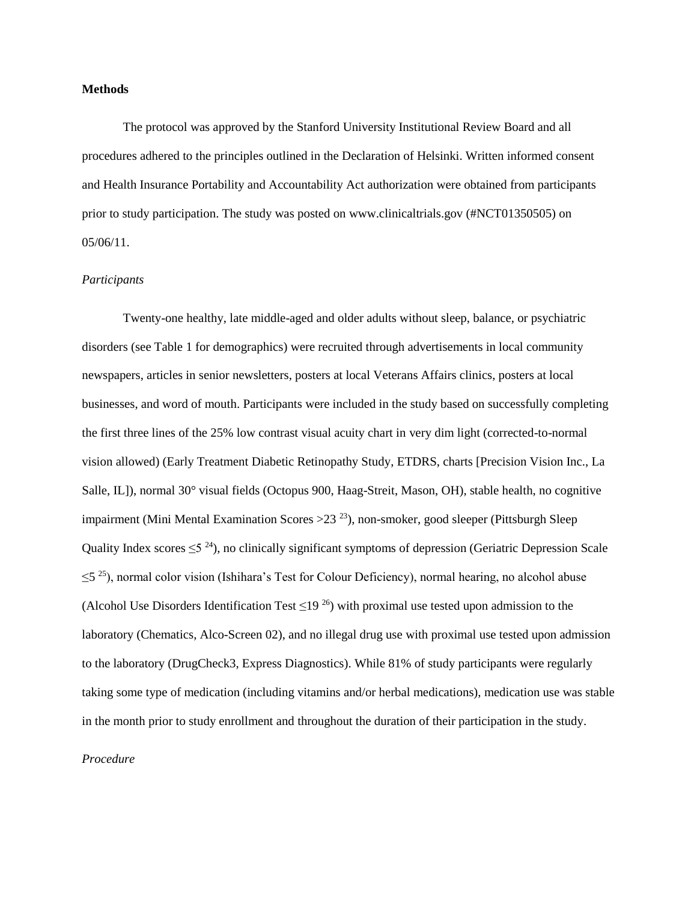**Methods**

The protocol was approved by the Stanford University Institutional Review Board and all procedures adhered to the principles outlined in the Declaration of Helsinki. Written informed consent and Health Insurance Portability and Accountability Act authorization were obtained from participants prior to study participation. The study was posted on www.clinicaltrials.gov (#NCT01350505) on 05/06/11.

*Participants*

Twenty-one healthy, late middle-aged and older adults without sleep, balance, or psychiatric disorders (see Table 1 for demographics) were recruited through advertisements in local community newspapers, articles in senior newsletters, posters at local Veterans Affairs clinics, posters at local businesses, and word of mouth. Participants were included in the study based on successfully completing the first three lines of the 25% low contrast visual acuity chart in very dim light (corrected-to-normal vision allowed) (Early Treatment Diabetic Retinopathy Study, ETDRS, charts [Precision Vision Inc., La Salle, IL]), normal 30° visual fields (Octopus 900, Haag-Streit, Mason, OH), stable health, no cognitive impairment (Mini Mental Examination Scores >23 [23]), non-smoker, good sleeper (Pittsburgh Sleep Quality Index scores ≤5 [24]), no clinically significant symptoms of depression (Geriatric Depression Scale ≤5 [25]), normal color vision (Ishihara's Test for Colour Deficiency), normal hearing, no alcohol abuse (Alcohol Use Disorders Identification Test ≤19 [26]) with proximal use tested upon admission to the laboratory (Chematics, Alco-Screen 02), and no illegal drug use with proximal use tested upon admission to the laboratory (DrugCheck3, Express Diagnostics). While 81% of study participants were regularly taking some type of medication (including vitamins and/or herbal medications), medication use was stable in the month prior to study enrollment and throughout the duration of their participation in the study.

*Procedure*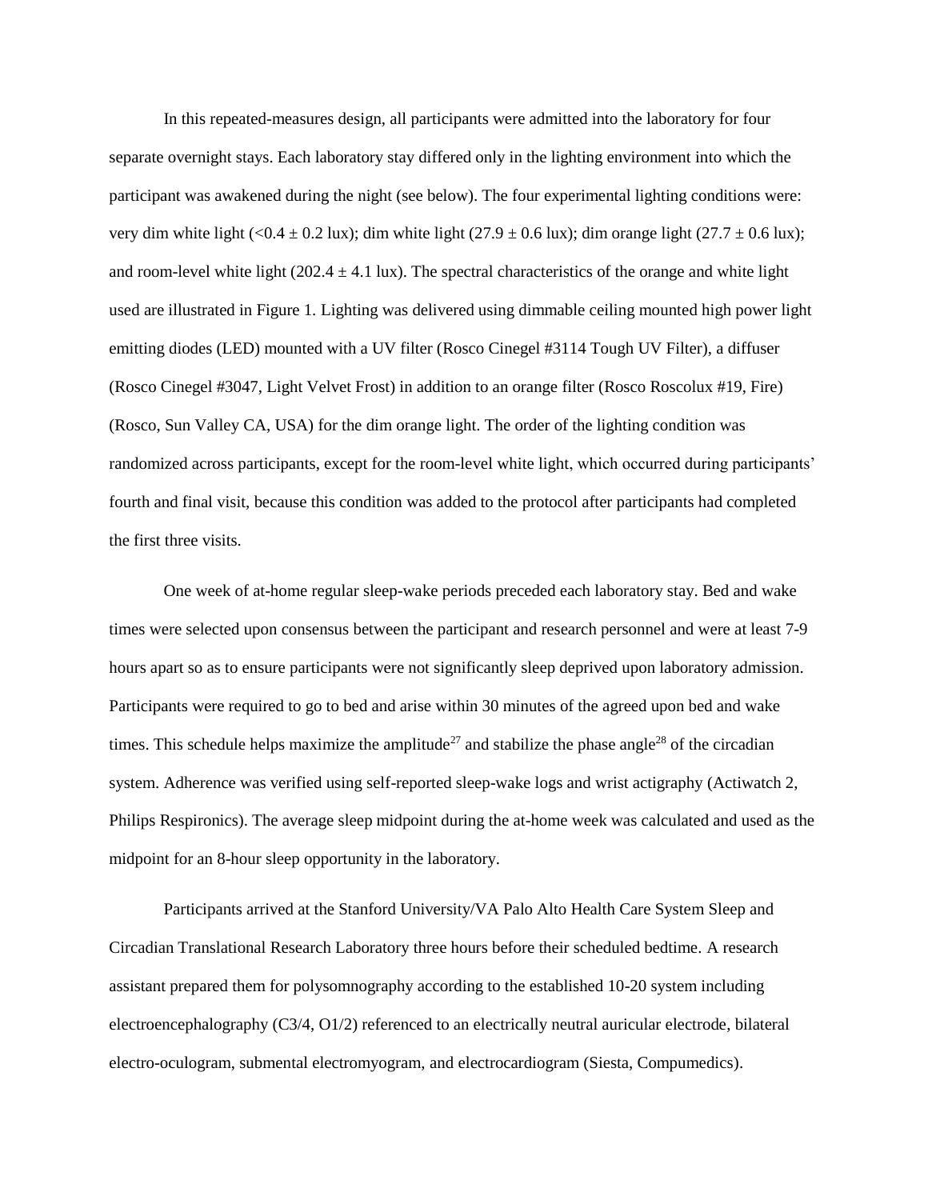In this repeated-measures design, all participants were admitted into the laboratory for four separate overnight stays. Each laboratory stay differed only in the lighting environment into which the participant was awakened during the night (see below). The four experimental lighting conditions were: very dim white light ($<0.4 \pm 0.2$ lux); dim white light ($27.9 \pm 0.6$ lux); dim orange light ($27.7 \pm 0.6$ lux); and room-level white light ($202.4 \pm 4.1$ lux). The spectral characteristics of the orange and white light used are illustrated in Figure 1. Lighting was delivered using dimmable ceiling mounted high power light emitting diodes (LED) mounted with a UV filter (Rosco Cinegel #3114 Tough UV Filter), a diffuser (Rosco Cinegel #3047, Light Velvet Frost) in addition to an orange filter (Rosco Roscolux #19, Fire) (Rosco, Sun Valley CA, USA) for the dim orange light. The order of the lighting condition was randomized across participants, except for the room-level white light, which occurred during participants' fourth and final visit, because this condition was added to the protocol after participants had completed the first three visits.

One week of at-home regular sleep-wake periods preceded each laboratory stay. Bed and wake times were selected upon consensus between the participant and research personnel and were at least 7-9 hours apart so as to ensure participants were not significantly sleep deprived upon laboratory admission. Participants were required to go to bed and arise within 30 minutes of the agreed upon bed and wake times. This schedule helps maximize the amplitude[27] and stabilize the phase angle[28] of the circadian system. Adherence was verified using self-reported sleep-wake logs and wrist actigraphy (Actiwatch 2, Philips Respironics). The average sleep midpoint during the at-home week was calculated and used as the midpoint for an 8-hour sleep opportunity in the laboratory.

Participants arrived at the Stanford University/VA Palo Alto Health Care System Sleep and Circadian Translational Research Laboratory three hours before their scheduled bedtime. A research assistant prepared them for polysomnography according to the established 10-20 system including electroencephalography (C3/4, O1/2) referenced to an electrically neutral auricular electrode, bilateral electro-oculogram, submental electromyogram, and electrocardiogram (Siesta, Compumedics).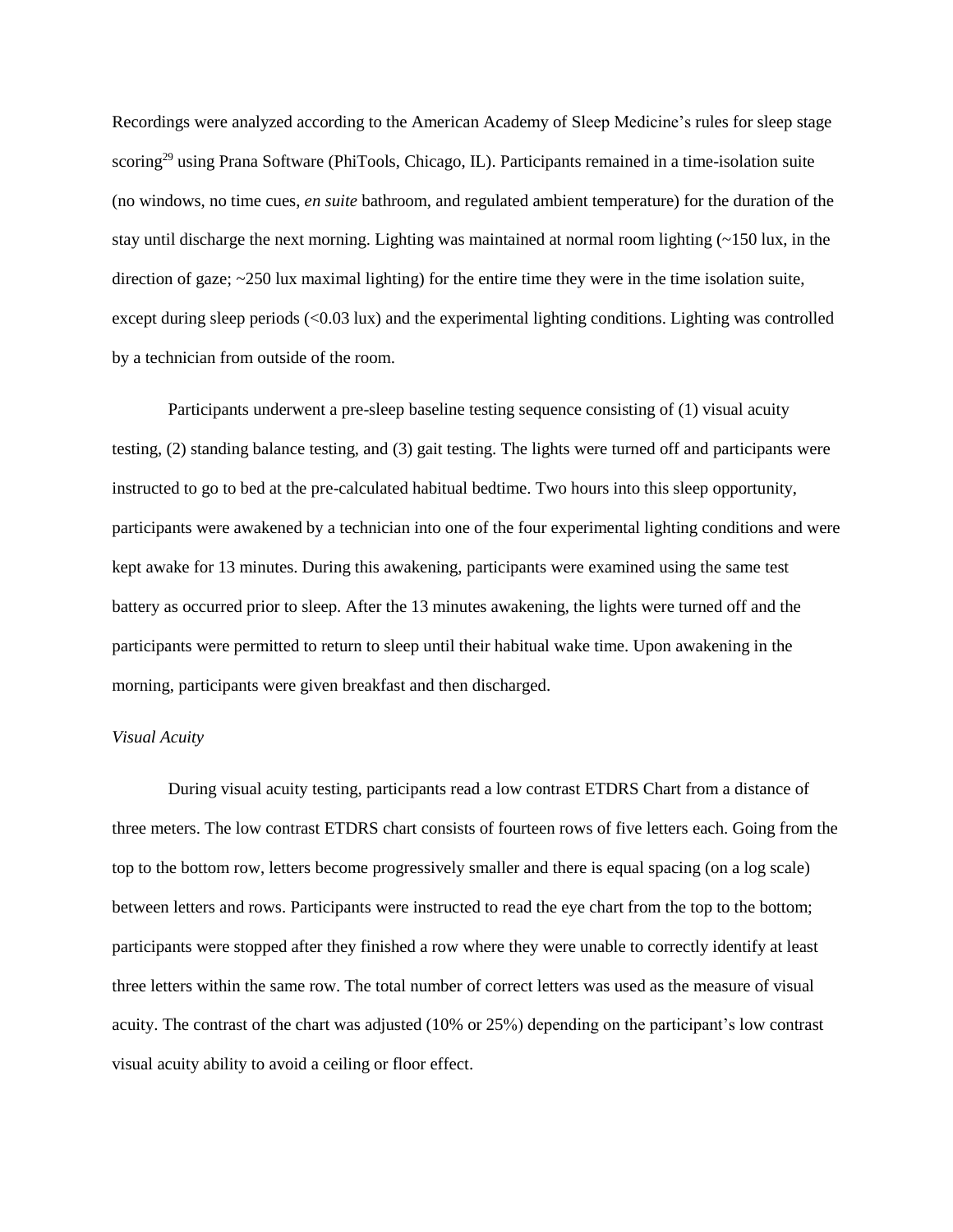Recordings were analyzed according to the American Academy of Sleep Medicine's rules for sleep stage scoring[29] using Prana Software (PhiTools, Chicago, IL). Participants remained in a time-isolation suite (no windows, no time cues, *en suite* bathroom, and regulated ambient temperature) for the duration of the stay until discharge the next morning. Lighting was maintained at normal room lighting (~150 lux, in the direction of gaze; ~250 lux maximal lighting) for the entire time they were in the time isolation suite, except during sleep periods (<0.03 lux) and the experimental lighting conditions. Lighting was controlled by a technician from outside of the room.

Participants underwent a pre-sleep baseline testing sequence consisting of (1) visual acuity testing, (2) standing balance testing, and (3) gait testing. The lights were turned off and participants were instructed to go to bed at the pre-calculated habitual bedtime. Two hours into this sleep opportunity, participants were awakened by a technician into one of the four experimental lighting conditions and were kept awake for 13 minutes. During this awakening, participants were examined using the same test battery as occurred prior to sleep. After the 13 minutes awakening, the lights were turned off and the participants were permitted to return to sleep until their habitual wake time. Upon awakening in the morning, participants were given breakfast and then discharged.

*Visual Acuity*

During visual acuity testing, participants read a low contrast ETDRS Chart from a distance of three meters. The low contrast ETDRS chart consists of fourteen rows of five letters each. Going from the top to the bottom row, letters become progressively smaller and there is equal spacing (on a log scale) between letters and rows. Participants were instructed to read the eye chart from the top to the bottom; participants were stopped after they finished a row where they were unable to correctly identify at least three letters within the same row. The total number of correct letters was used as the measure of visual acuity. The contrast of the chart was adjusted (10% or 25%) depending on the participant's low contrast visual acuity ability to avoid a ceiling or floor effect.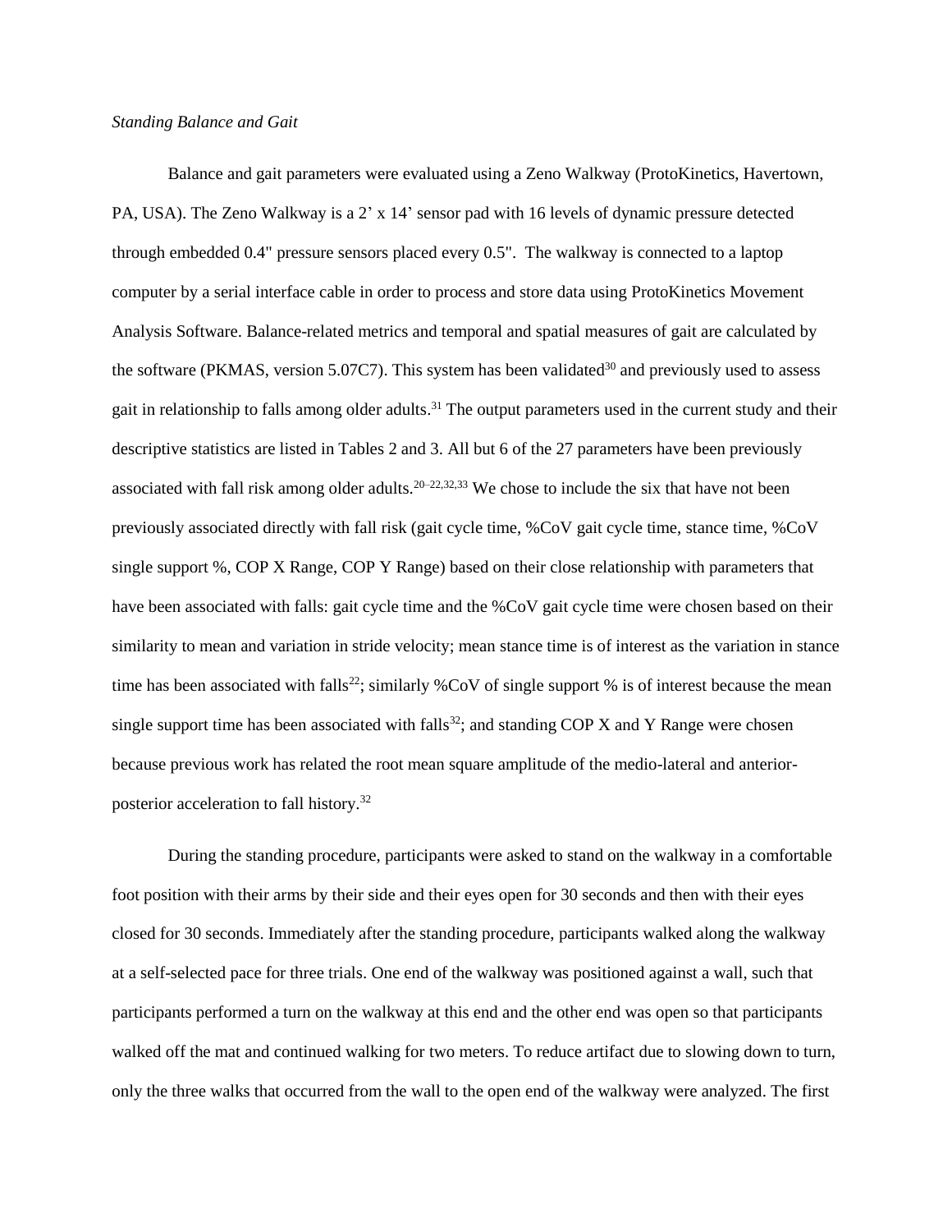*Standing Balance and Gait*

Balance and gait parameters were evaluated using a Zeno Walkway (ProtoKinetics, Havertown, PA, USA). The Zeno Walkway is a 2' x 14' sensor pad with 16 levels of dynamic pressure detected through embedded 0.4" pressure sensors placed every 0.5". The walkway is connected to a laptop computer by a serial interface cable in order to process and store data using ProtoKinetics Movement Analysis Software. Balance-related metrics and temporal and spatial measures of gait are calculated by the software (PKMAS, version 5.07C7). This system has been validated[30] and previously used to assess gait in relationship to falls among older adults.[31] The output parameters used in the current study and their descriptive statistics are listed in Tables 2 and 3. All but 6 of the 27 parameters have been previously associated with fall risk among older adults.[20–22,32,33] We chose to include the six that have not been previously associated directly with fall risk (gait cycle time, %CoV gait cycle time, stance time, %CoV single support %, COP X Range, COP Y Range) based on their close relationship with parameters that have been associated with falls: gait cycle time and the %CoV gait cycle time were chosen based on their similarity to mean and variation in stride velocity; mean stance time is of interest as the variation in stance time has been associated with falls[22]; similarly %CoV of single support % is of interest because the mean single support time has been associated with falls[32]; and standing COP X and Y Range were chosen because previous work has related the root mean square amplitude of the medio-lateral and anterior-posterior acceleration to fall history.[32]

During the standing procedure, participants were asked to stand on the walkway in a comfortable foot position with their arms by their side and their eyes open for 30 seconds and then with their eyes closed for 30 seconds. Immediately after the standing procedure, participants walked along the walkway at a self-selected pace for three trials. One end of the walkway was positioned against a wall, such that participants performed a turn on the walkway at this end and the other end was open so that participants walked off the mat and continued walking for two meters. To reduce artifact due to slowing down to turn, only the three walks that occurred from the wall to the open end of the walkway were analyzed. The first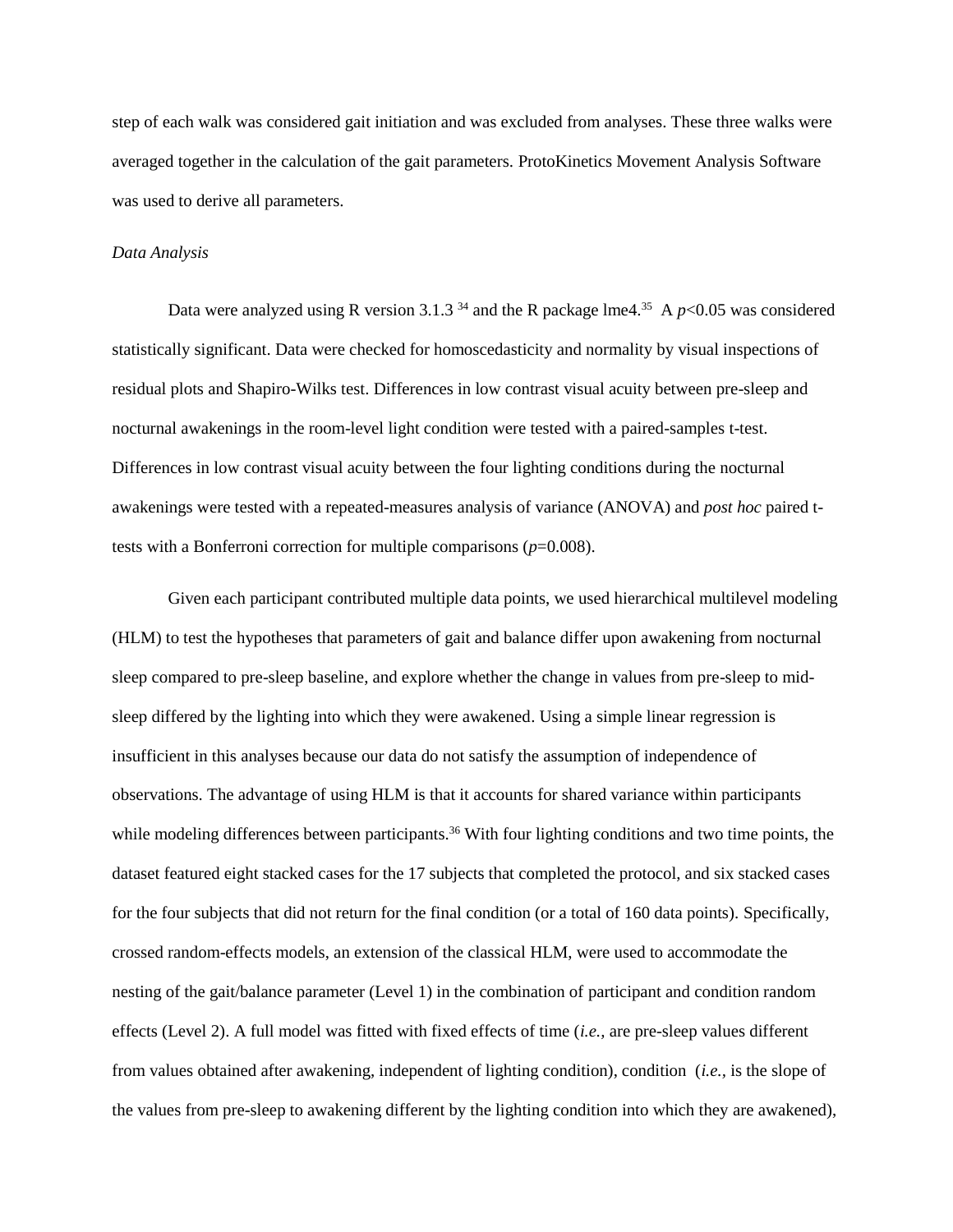step of each walk was considered gait initiation and was excluded from analyses. These three walks were averaged together in the calculation of the gait parameters. ProtoKinetics Movement Analysis Software was used to derive all parameters.

*Data Analysis*

Data were analyzed using R version 3.1.3 [34] and the R package lme4.[35] A $p<0.05$ was considered statistically significant. Data were checked for homoscedasticity and normality by visual inspections of residual plots and Shapiro-Wilks test. Differences in low contrast visual acuity between pre-sleep and nocturnal awakenings in the room-level light condition were tested with a paired-samples t-test. Differences in low contrast visual acuity between the four lighting conditions during the nocturnal awakenings were tested with a repeated-measures analysis of variance (ANOVA) and *post hoc* paired t-tests with a Bonferroni correction for multiple comparisons ($p=0.008$).

Given each participant contributed multiple data points, we used hierarchical multilevel modeling (HLM) to test the hypotheses that parameters of gait and balance differ upon awakening from nocturnal sleep compared to pre-sleep baseline, and explore whether the change in values from pre-sleep to mid-sleep differed by the lighting into which they were awakened. Using a simple linear regression is insufficient in this analyses because our data do not satisfy the assumption of independence of observations. The advantage of using HLM is that it accounts for shared variance within participants while modeling differences between participants.[36] With four lighting conditions and two time points, the dataset featured eight stacked cases for the 17 subjects that completed the protocol, and six stacked cases for the four subjects that did not return for the final condition (or a total of 160 data points). Specifically, crossed random-effects models, an extension of the classical HLM, were used to accommodate the nesting of the gait/balance parameter (Level 1) in the combination of participant and condition random effects (Level 2). A full model was fitted with fixed effects of time (*i.e.,* are pre-sleep values different from values obtained after awakening, independent of lighting condition), condition (*i.e.,* is the slope of the values from pre-sleep to awakening different by the lighting condition into which they are awakened),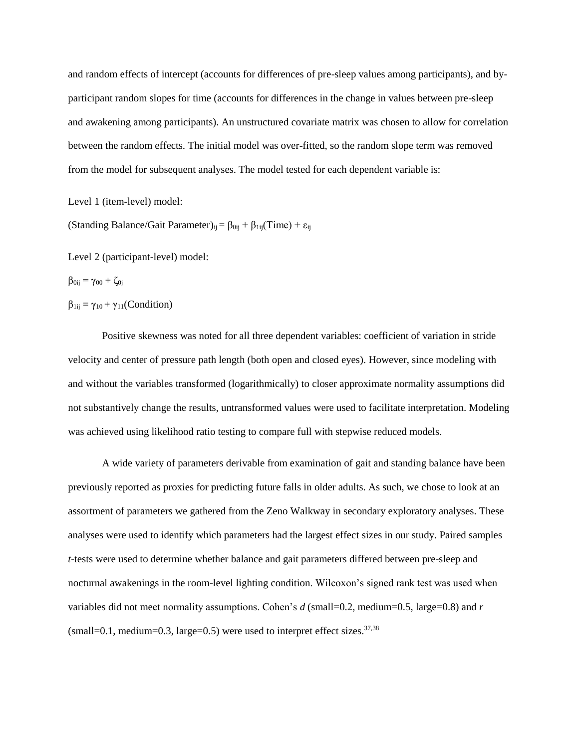and random effects of intercept (accounts for differences of pre-sleep values among participants), and by-participant random slopes for time (accounts for differences in the change in values between pre-sleep and awakening among participants). An unstructured covariate matrix was chosen to allow for correlation between the random effects. The initial model was over-fitted, so the random slope term was removed from the model for subsequent analyses. The model tested for each dependent variable is:

Level 1 (item-level) model:

$(\text{Standing Balance/Gait Parameter})_{ij} = \beta_{0ij} + \beta_{1ij}(\text{Time}) + \varepsilon_{ij}$

Level 2 (participant-level) model:

$\beta_{0ij} = \gamma_{00} + \zeta_{0j}$

$\beta_{1ij} = \gamma_{10} + \gamma_{11}(\text{Condition})$

Positive skewness was noted for all three dependent variables: coefficient of variation in stride velocity and center of pressure path length (both open and closed eyes). However, since modeling with and without the variables transformed (logarithmically) to closer approximate normality assumptions did not substantively change the results, untransformed values were used to facilitate interpretation. Modeling was achieved using likelihood ratio testing to compare full with stepwise reduced models.

A wide variety of parameters derivable from examination of gait and standing balance have been previously reported as proxies for predicting future falls in older adults. As such, we chose to look at an assortment of parameters we gathered from the Zeno Walkway in secondary exploratory analyses. These analyses were used to identify which parameters had the largest effect sizes in our study. Paired samples *t*-tests were used to determine whether balance and gait parameters differed between pre-sleep and nocturnal awakenings in the room-level lighting condition. Wilcoxon's signed rank test was used when variables did not meet normality assumptions. Cohen's *d* (small=0.2, medium=0.5, large=0.8) and *r* (small=0.1, medium=0.3, large=0.5) were used to interpret effect sizes.[37,38]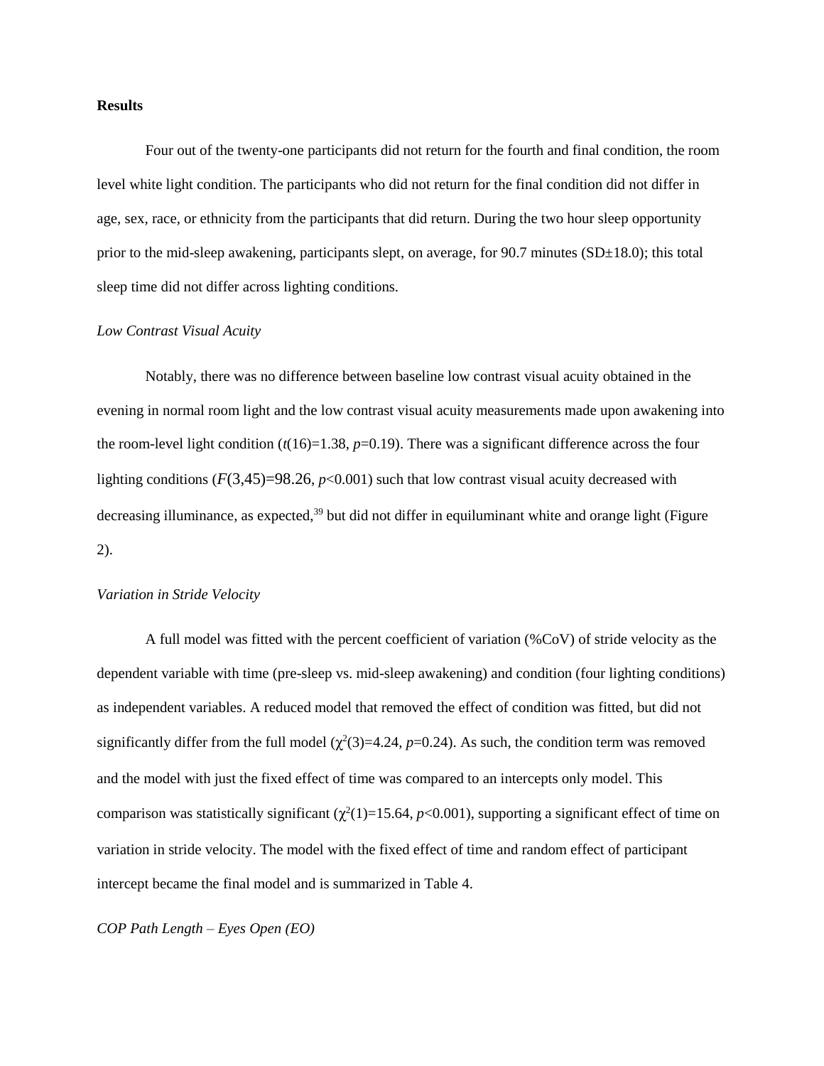**Results**

Four out of the twenty-one participants did not return for the fourth and final condition, the room level white light condition. The participants who did not return for the final condition did not differ in age, sex, race, or ethnicity from the participants that did return. During the two hour sleep opportunity prior to the mid-sleep awakening, participants slept, on average, for 90.7 minutes (SD±18.0); this total sleep time did not differ across lighting conditions.

*Low Contrast Visual Acuity*

Notably, there was no difference between baseline low contrast visual acuity obtained in the evening in normal room light and the low contrast visual acuity measurements made upon awakening into the room-level light condition ($t(16)=1.38$, $p=0.19$). There was a significant difference across the four lighting conditions ($F(3,45)=98.26$, $p<0.001$) such that low contrast visual acuity decreased with decreasing illuminance, as expected,[39] but did not differ in equiluminant white and orange light (Figure 2).

*Variation in Stride Velocity*

A full model was fitted with the percent coefficient of variation (%CoV) of stride velocity as the dependent variable with time (pre-sleep vs. mid-sleep awakening) and condition (four lighting conditions) as independent variables. A reduced model that removed the effect of condition was fitted, but did not significantly differ from the full model ($\chi^2(3)=4.24$, $p=0.24$). As such, the condition term was removed and the model with just the fixed effect of time was compared to an intercepts only model. This comparison was statistically significant ($\chi^2(1)=15.64$, $p<0.001$), supporting a significant effect of time on variation in stride velocity. The model with the fixed effect of time and random effect of participant intercept became the final model and is summarized in Table 4.

*COP Path Length – Eyes Open (EO)*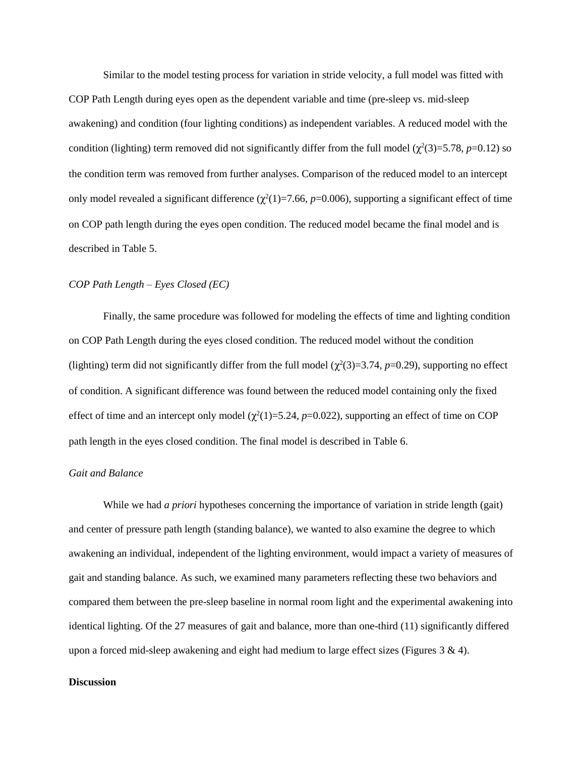Similar to the model testing process for variation in stride velocity, a full model was fitted with COP Path Length during eyes open as the dependent variable and time (pre-sleep vs. mid-sleep awakening) and condition (four lighting conditions) as independent variables. A reduced model with the condition (lighting) term removed did not significantly differ from the full model ($\chi^2(3)=5.78$, $p=0.12$) so the condition term was removed from further analyses. Comparison of the reduced model to an intercept only model revealed a significant difference ($\chi^2(1)=7.66$, $p=0.006$), supporting a significant effect of time on COP path length during the eyes open condition. The reduced model became the final model and is described in Table 5.

*COP Path Length – Eyes Closed (EC)*

Finally, the same procedure was followed for modeling the effects of time and lighting condition on COP Path Length during the eyes closed condition. The reduced model without the condition (lighting) term did not significantly differ from the full model ($\chi^2(3)=3.74$, $p=0.29$), supporting no effect of condition. A significant difference was found between the reduced model containing only the fixed effect of time and an intercept only model ($\chi^2(1)=5.24$, $p=0.022$), supporting an effect of time on COP path length in the eyes closed condition. The final model is described in Table 6.

*Gait and Balance*

While we had *a priori* hypotheses concerning the importance of variation in stride length (gait) and center of pressure path length (standing balance), we wanted to also examine the degree to which awakening an individual, independent of the lighting environment, would impact a variety of measures of gait and standing balance. As such, we examined many parameters reflecting these two behaviors and compared them between the pre-sleep baseline in normal room light and the experimental awakening into identical lighting. Of the 27 measures of gait and balance, more than one-third (11) significantly differed upon a forced mid-sleep awakening and eight had medium to large effect sizes (Figures 3 & 4).

**Discussion**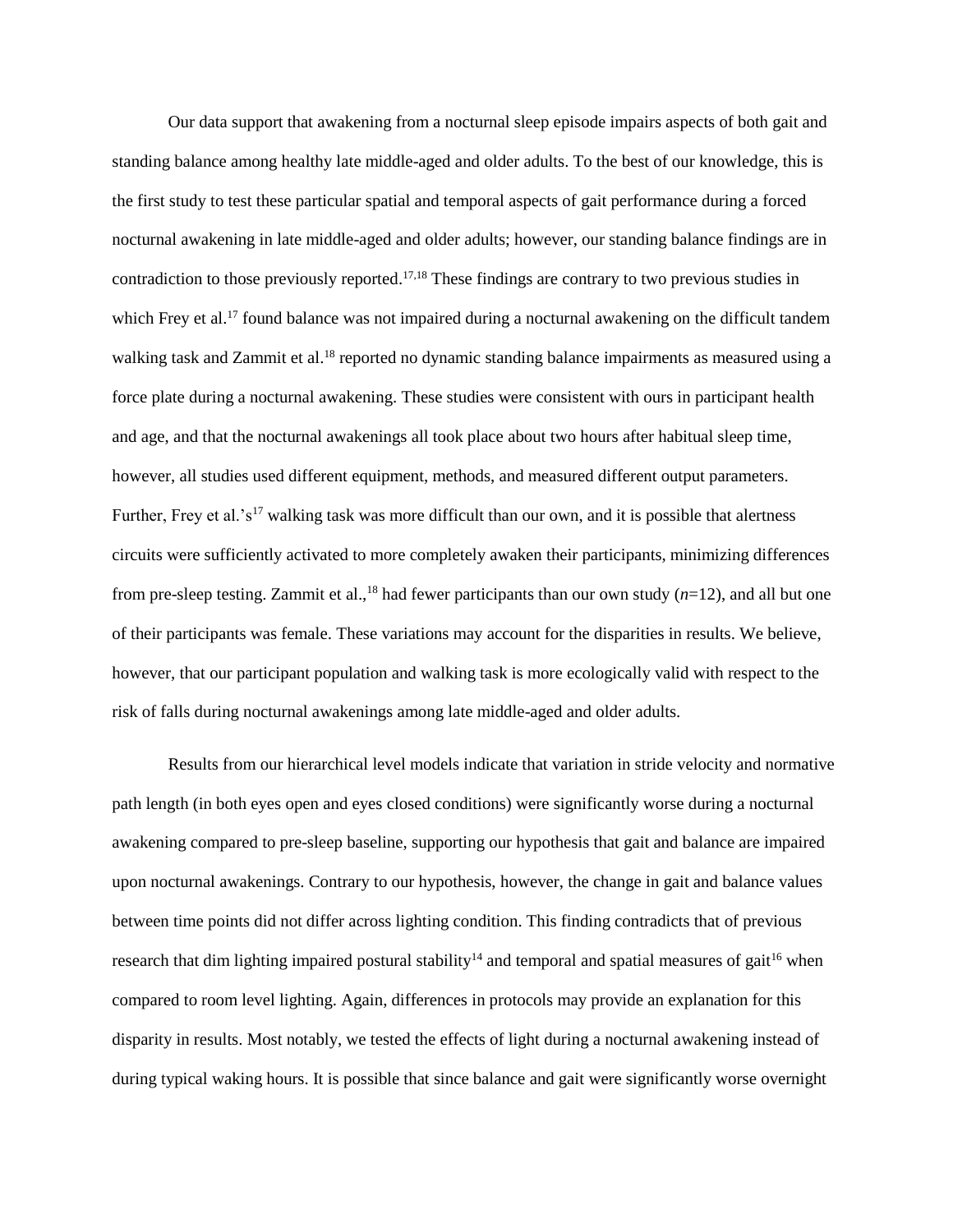Our data support that awakening from a nocturnal sleep episode impairs aspects of both gait and standing balance among healthy late middle-aged and older adults. To the best of our knowledge, this is the first study to test these particular spatial and temporal aspects of gait performance during a forced nocturnal awakening in late middle-aged and older adults; however, our standing balance findings are in contradiction to those previously reported.[17,18] These findings are contrary to two previous studies in which Frey et al.[17] found balance was not impaired during a nocturnal awakening on the difficult tandem walking task and Zammit et al.[18] reported no dynamic standing balance impairments as measured using a force plate during a nocturnal awakening. These studies were consistent with ours in participant health and age, and that the nocturnal awakenings all took place about two hours after habitual sleep time, however, all studies used different equipment, methods, and measured different output parameters. Further, Frey et al.'s[17] walking task was more difficult than our own, and it is possible that alertness circuits were sufficiently activated to more completely awaken their participants, minimizing differences from pre-sleep testing. Zammit et al.,[18] had fewer participants than our own study (*n*=12), and all but one of their participants was female. These variations may account for the disparities in results. We believe, however, that our participant population and walking task is more ecologically valid with respect to the risk of falls during nocturnal awakenings among late middle-aged and older adults.

Results from our hierarchical level models indicate that variation in stride velocity and normative path length (in both eyes open and eyes closed conditions) were significantly worse during a nocturnal awakening compared to pre-sleep baseline, supporting our hypothesis that gait and balance are impaired upon nocturnal awakenings. Contrary to our hypothesis, however, the change in gait and balance values between time points did not differ across lighting condition. This finding contradicts that of previous research that dim lighting impaired postural stability[14] and temporal and spatial measures of gait[16] when compared to room level lighting. Again, differences in protocols may provide an explanation for this disparity in results. Most notably, we tested the effects of light during a nocturnal awakening instead of during typical waking hours. It is possible that since balance and gait were significantly worse overnight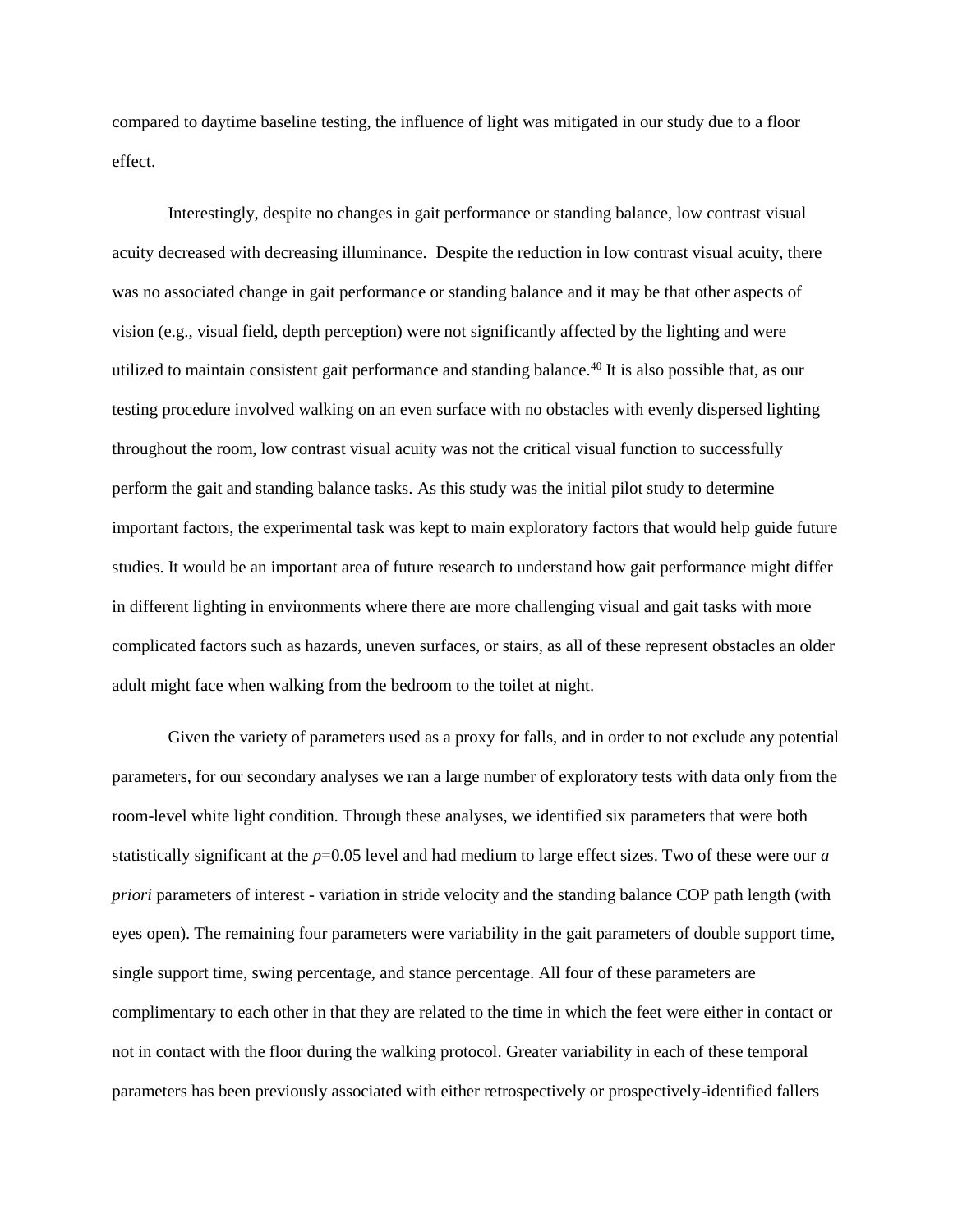compared to daytime baseline testing, the influence of light was mitigated in our study due to a floor effect.

Interestingly, despite no changes in gait performance or standing balance, low contrast visual acuity decreased with decreasing illuminance. Despite the reduction in low contrast visual acuity, there was no associated change in gait performance or standing balance and it may be that other aspects of vision (e.g., visual field, depth perception) were not significantly affected by the lighting and were utilized to maintain consistent gait performance and standing balance.[40] It is also possible that, as our testing procedure involved walking on an even surface with no obstacles with evenly dispersed lighting throughout the room, low contrast visual acuity was not the critical visual function to successfully perform the gait and standing balance tasks. As this study was the initial pilot study to determine important factors, the experimental task was kept to main exploratory factors that would help guide future studies. It would be an important area of future research to understand how gait performance might differ in different lighting in environments where there are more challenging visual and gait tasks with more complicated factors such as hazards, uneven surfaces, or stairs, as all of these represent obstacles an older adult might face when walking from the bedroom to the toilet at night.

Given the variety of parameters used as a proxy for falls, and in order to not exclude any potential parameters, for our secondary analyses we ran a large number of exploratory tests with data only from the room-level white light condition. Through these analyses, we identified six parameters that were both statistically significant at the $p$=0.05 level and had medium to large effect sizes. Two of these were our *a priori* parameters of interest - variation in stride velocity and the standing balance COP path length (with eyes open). The remaining four parameters were variability in the gait parameters of double support time, single support time, swing percentage, and stance percentage. All four of these parameters are complimentary to each other in that they are related to the time in which the feet were either in contact or not in contact with the floor during the walking protocol. Greater variability in each of these temporal parameters has been previously associated with either retrospectively or prospectively-identified fallers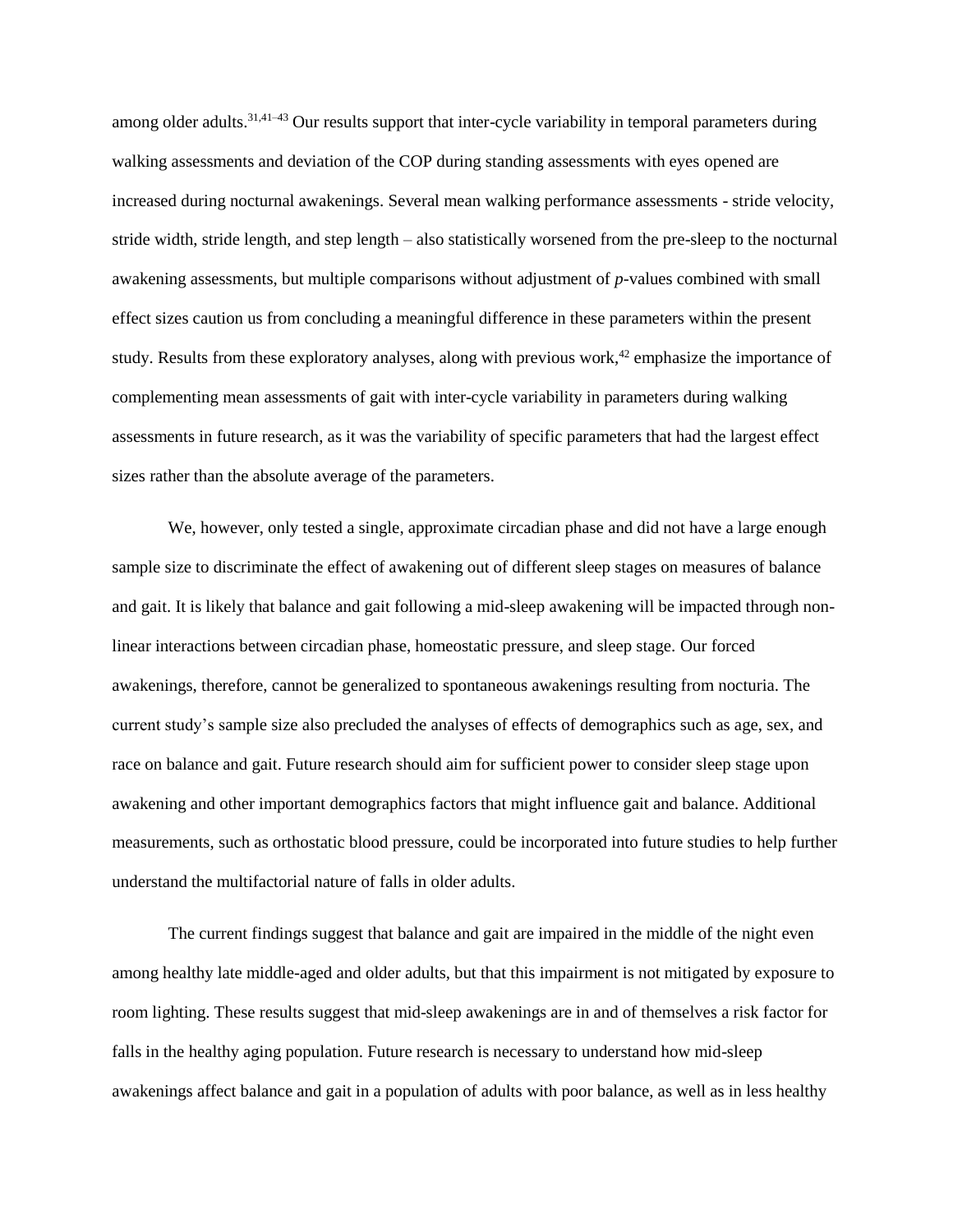among older adults.[31,41–43] Our results support that inter-cycle variability in temporal parameters during walking assessments and deviation of the COP during standing assessments with eyes opened are increased during nocturnal awakenings. Several mean walking performance assessments - stride velocity, stride width, stride length, and step length – also statistically worsened from the pre-sleep to the nocturnal awakening assessments, but multiple comparisons without adjustment of *p*-values combined with small effect sizes caution us from concluding a meaningful difference in these parameters within the present study. Results from these exploratory analyses, along with previous work,[42] emphasize the importance of complementing mean assessments of gait with inter-cycle variability in parameters during walking assessments in future research, as it was the variability of specific parameters that had the largest effect sizes rather than the absolute average of the parameters.

We, however, only tested a single, approximate circadian phase and did not have a large enough sample size to discriminate the effect of awakening out of different sleep stages on measures of balance and gait. It is likely that balance and gait following a mid-sleep awakening will be impacted through non-linear interactions between circadian phase, homeostatic pressure, and sleep stage. Our forced awakenings, therefore, cannot be generalized to spontaneous awakenings resulting from nocturia. The current study's sample size also precluded the analyses of effects of demographics such as age, sex, and race on balance and gait. Future research should aim for sufficient power to consider sleep stage upon awakening and other important demographics factors that might influence gait and balance. Additional measurements, such as orthostatic blood pressure, could be incorporated into future studies to help further understand the multifactorial nature of falls in older adults.

The current findings suggest that balance and gait are impaired in the middle of the night even among healthy late middle-aged and older adults, but that this impairment is not mitigated by exposure to room lighting. These results suggest that mid-sleep awakenings are in and of themselves a risk factor for falls in the healthy aging population. Future research is necessary to understand how mid-sleep awakenings affect balance and gait in a population of adults with poor balance, as well as in less healthy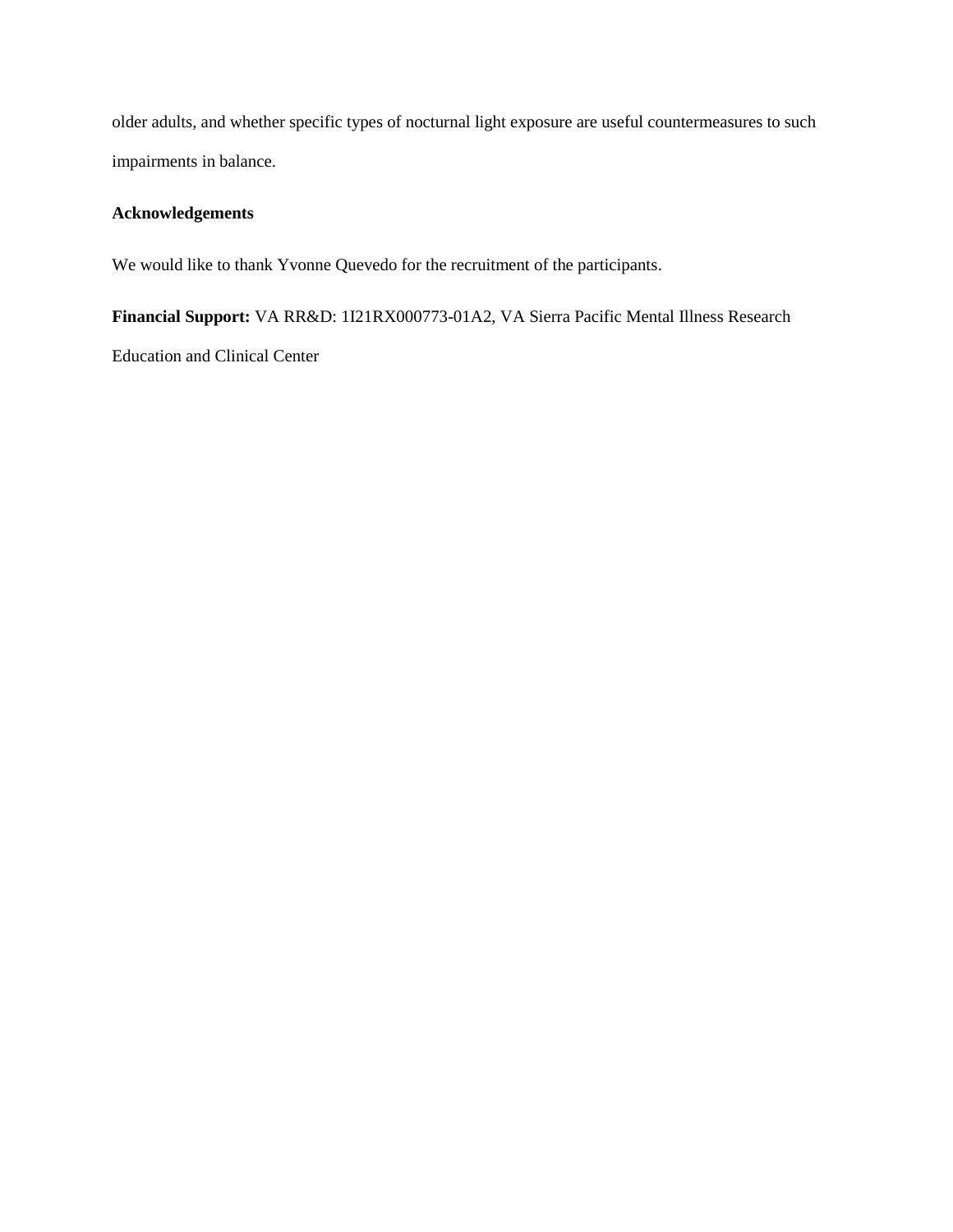older adults, and whether specific types of nocturnal light exposure are useful countermeasures to such impairments in balance.

## Acknowledgements

We would like to thank Yvonne Quevedo for the recruitment of the participants.

**Financial Support:** VA RR&D: 1I21RX000773-01A2, VA Sierra Pacific Mental Illness Research Education and Clinical Center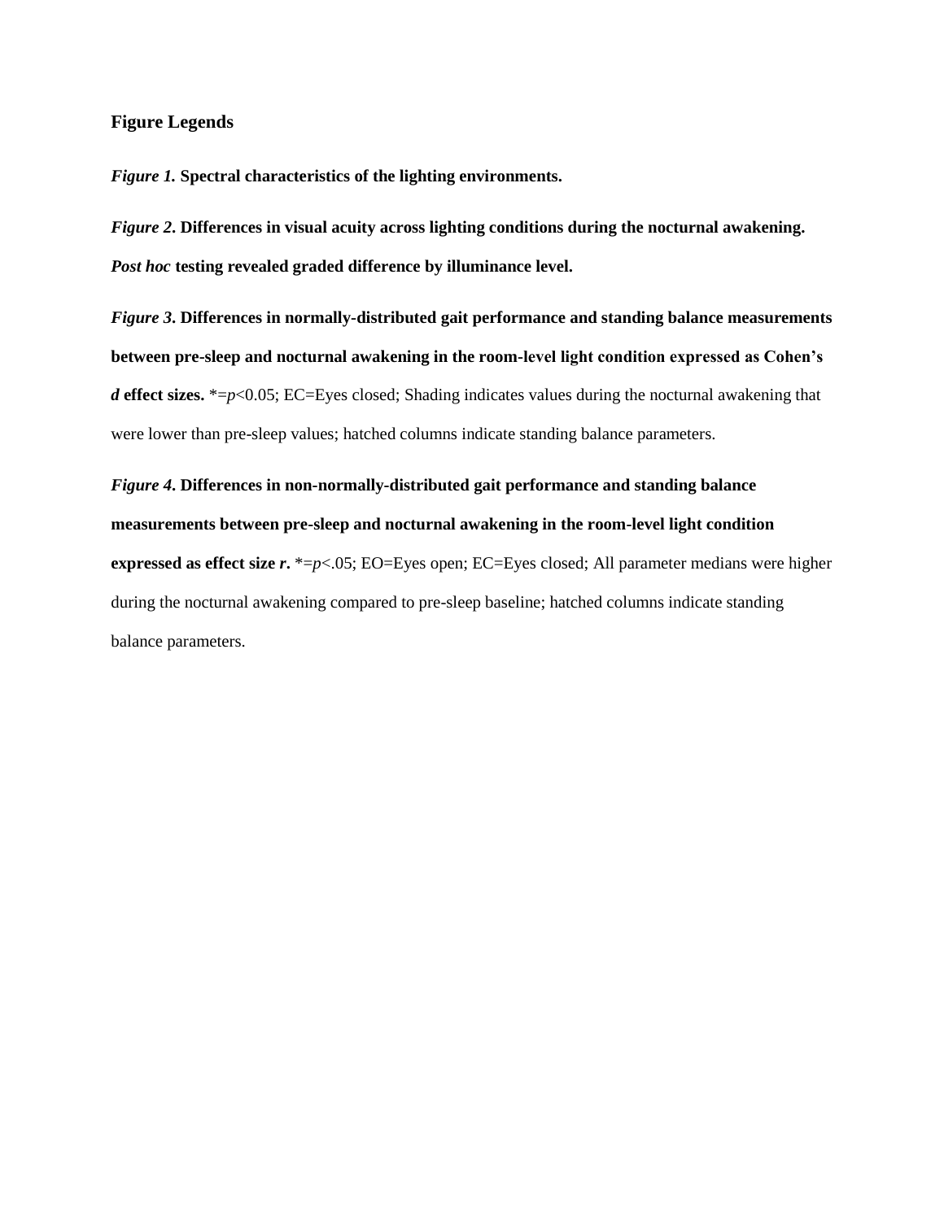### Figure Legends

***Figure 1.*** **Spectral characteristics of the lighting environments.**

***Figure 2*****. Differences in visual acuity across lighting conditions during the nocturnal awakening.** ***Post hoc*** **testing revealed graded difference by illuminance level.**

***Figure 3*****. Differences in normally-distributed gait performance and standing balance measurements between pre-sleep and nocturnal awakening in the room-level light condition expressed as Cohen's** ***d*** **effect sizes.** *=$p<0.05$; EC=Eyes closed; Shading indicates values during the nocturnal awakening that were lower than pre-sleep values; hatched columns indicate standing balance parameters.

***Figure 4*****. Differences in non-normally-distributed gait performance and standing balance measurements between pre-sleep and nocturnal awakening in the room-level light condition expressed as effect size** ***r*****.** *=$p<.05$; EO=Eyes open; EC=Eyes closed; All parameter medians were higher during the nocturnal awakening compared to pre-sleep baseline; hatched columns indicate standing balance parameters.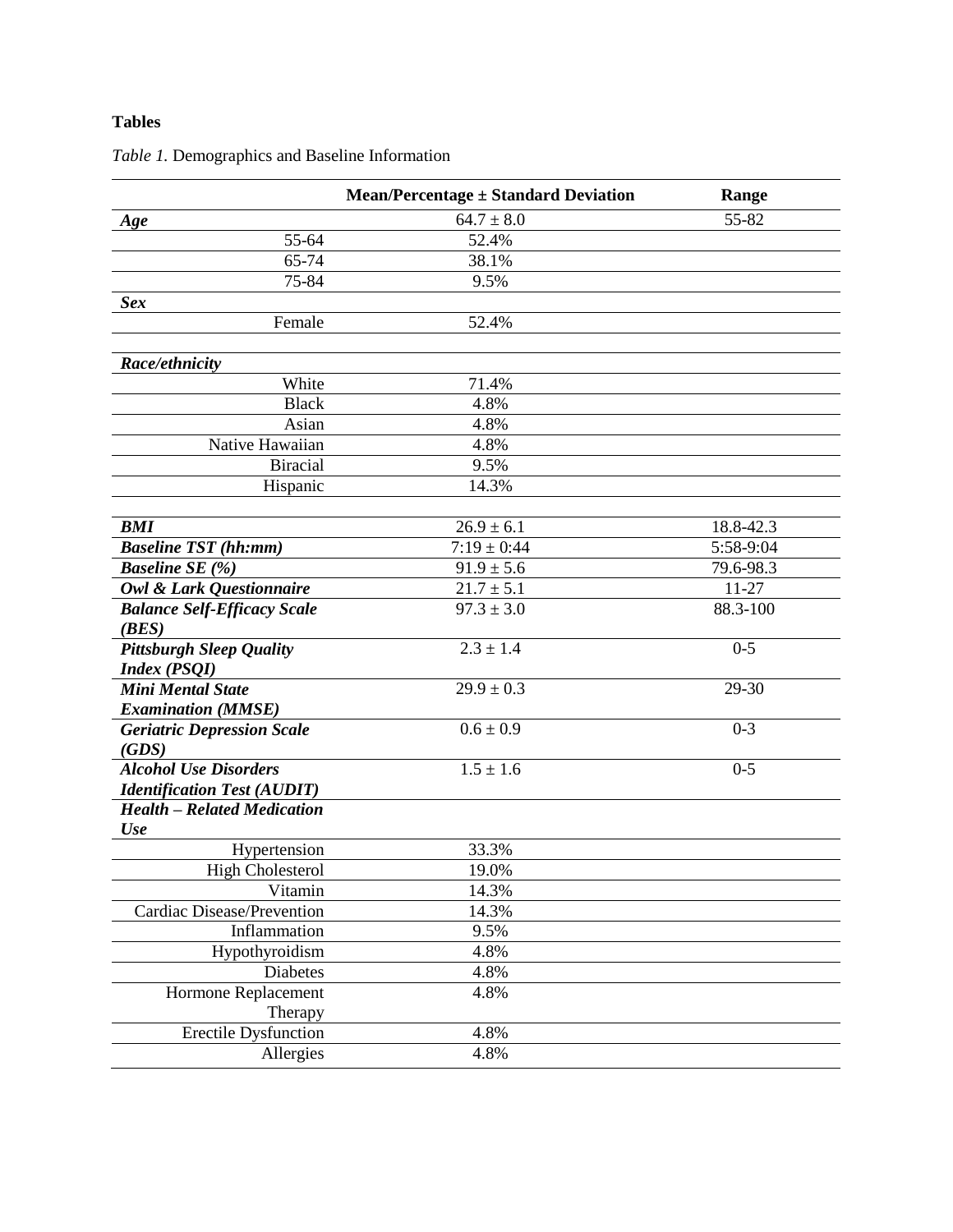**Tables**

*Table 1.* Demographics and Baseline Information

| | Mean/Percentage ± Standard Deviation | Range |
|---|---|---|
| ***Age*** | 64.7 ± 8.0 | 55-82 |
| 55-64 | 52.4% | |
| 65-74 | 38.1% | |
| 75-84 | 9.5% | |
| ***Sex*** | | |
| Female | 52.4% | |
| ***Race/ethnicity*** | | |
| White | 71.4% | |
| Black | 4.8% | |
| Asian | 4.8% | |
| Native Hawaiian | 4.8% | |
| Biracial | 9.5% | |
| Hispanic | 14.3% | |
| ***BMI*** | 26.9 ± 6.1 | 18.8-42.3 |
| ***Baseline TST (hh:mm)*** | 7:19 ± 0:44 | 5:58-9:04 |
| ***Baseline SE (%)*** | 91.9 ± 5.6 | 79.6-98.3 |
| ***Owl & Lark Questionnaire*** | 21.7 ± 5.1 | 11-27 |
| ***Balance Self-Efficacy Scale (BES)*** | 97.3 ± 3.0 | 88.3-100 |
| ***Pittsburgh Sleep Quality Index (PSQI)*** | 2.3 ± 1.4 | 0-5 |
| ***Mini Mental State Examination (MMSE)*** | 29.9 ± 0.3 | 29-30 |
| ***Geriatric Depression Scale (GDS)*** | 0.6 ± 0.9 | 0-3 |
| ***Alcohol Use Disorders Identification Test (AUDIT)*** | 1.5 ± 1.6 | 0-5 |
| ***Health – Related Medication Use*** | | |
| Hypertension | 33.3% | |
| High Cholesterol | 19.0% | |
| Vitamin | 14.3% | |
| Cardiac Disease/Prevention | 14.3% | |
| Inflammation | 9.5% | |
| Hypothyroidism | 4.8% | |
| Diabetes | 4.8% | |
| Hormone Replacement Therapy | 4.8% | |
| Erectile Dysfunction | 4.8% | |
| Allergies | 4.8% | |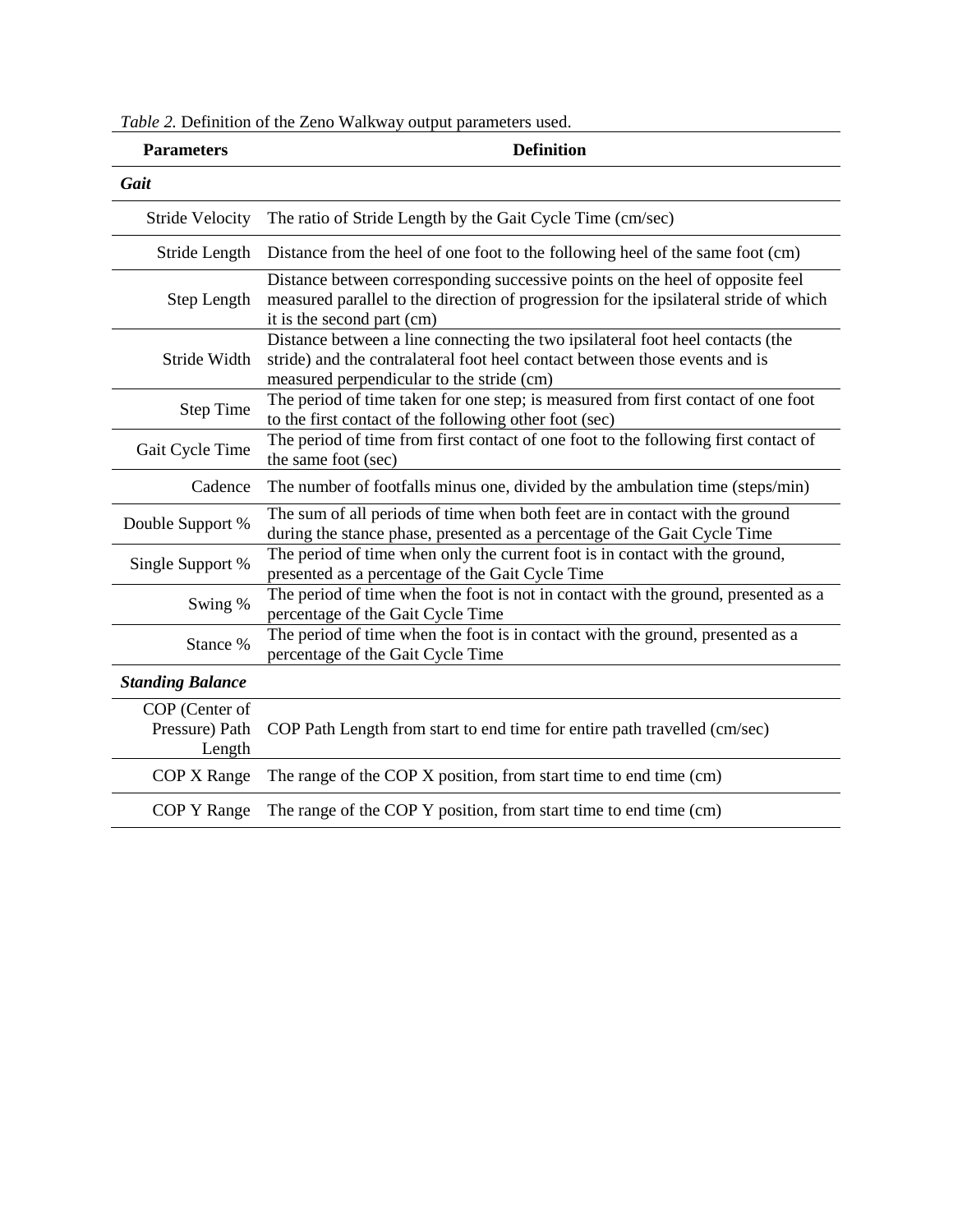*Table 2.* Definition of the Zeno Walkway output parameters used.

| Parameters | Definition |
|---|---|
| ***Gait*** | |
| Stride Velocity | The ratio of Stride Length by the Gait Cycle Time (cm/sec) |
| Stride Length | Distance from the heel of one foot to the following heel of the same foot (cm) |
| Step Length | Distance between corresponding successive points on the heel of opposite feel measured parallel to the direction of progression for the ipsilateral stride of which it is the second part (cm) |
| Stride Width | Distance between a line connecting the two ipsilateral foot heel contacts (the stride) and the contralateral foot heel contact between those events and is measured perpendicular to the stride (cm) |
| Step Time | The period of time taken for one step; is measured from first contact of one foot to the first contact of the following other foot (sec) |
| Gait Cycle Time | The period of time from first contact of one foot to the following first contact of the same foot (sec) |
| Cadence | The number of footfalls minus one, divided by the ambulation time (steps/min) |
| Double Support % | The sum of all periods of time when both feet are in contact with the ground during the stance phase, presented as a percentage of the Gait Cycle Time |
| Single Support % | The period of time when only the current foot is in contact with the ground, presented as a percentage of the Gait Cycle Time |
| Swing % | The period of time when the foot is not in contact with the ground, presented as a percentage of the Gait Cycle Time |
| Stance % | The period of time when the foot is in contact with the ground, presented as a percentage of the Gait Cycle Time |
| ***Standing Balance*** | |
| COP (Center of Pressure) Path Length | COP Path Length from start to end time for entire path travelled (cm/sec) |
| COP X Range | The range of the COP X position, from start time to end time (cm) |
| COP Y Range | The range of the COP Y position, from start time to end time (cm) |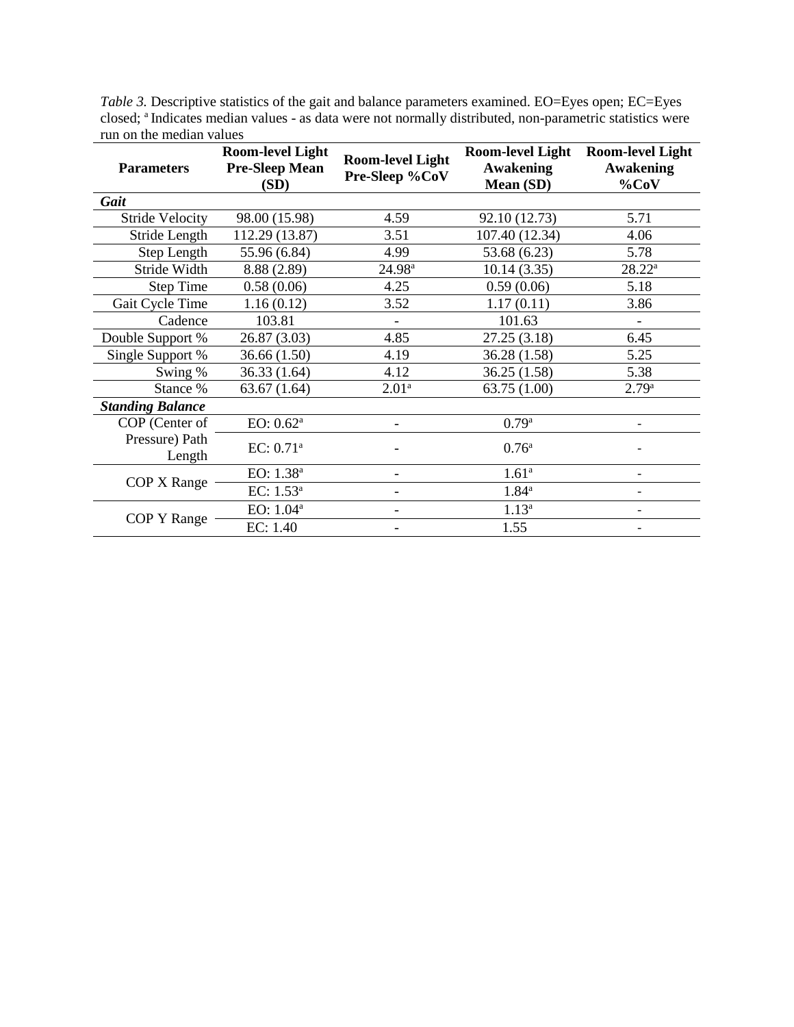*Table 3.* Descriptive statistics of the gait and balance parameters examined. EO=Eyes open; EC=Eyes closed; [a] Indicates median values - as data were not normally distributed, non-parametric statistics were run on the median values

| Parameters | Room-level Light Pre-Sleep Mean (SD) | Room-level Light Pre-Sleep %CoV | Room-level Light Awakening Mean (SD) | Room-level Light Awakening %CoV |
|---|---|---|---|---|
| ***Gait*** | | | | |
| Stride Velocity | 98.00 (15.98) | 4.59 | 92.10 (12.73) | 5.71 |
| Stride Length | 112.29 (13.87) | 3.51 | 107.40 (12.34) | 4.06 |
| Step Length | 55.96 (6.84) | 4.99 | 53.68 (6.23) | 5.78 |
| Stride Width | 8.88 (2.89) | 24.98[a] | 10.14 (3.35) | 28.22[a] |
| Step Time | 0.58 (0.06) | 4.25 | 0.59 (0.06) | 5.18 |
| Gait Cycle Time | 1.16 (0.12) | 3.52 | 1.17 (0.11) | 3.86 |
| Cadence | 103.81 | - | 101.63 | - |
| Double Support % | 26.87 (3.03) | 4.85 | 27.25 (3.18) | 6.45 |
| Single Support % | 36.66 (1.50) | 4.19 | 36.28 (1.58) | 5.25 |
| Swing % | 36.33 (1.64) | 4.12 | 36.25 (1.58) | 5.38 |
| Stance % | 63.67 (1.64) | 2.01[a] | 63.75 (1.00) | 2.79[a] |
| ***Standing Balance*** | | | | |
| COP (Center of Pressure) Path Length | EO: 0.62[a] | - | 0.79[a] | - |
| | EC: 0.71[a] | - | 0.76[a] | - |
| COP X Range | EO: 1.38[a] | - | 1.61[a] | - |
| | EC: 1.53[a] | - | 1.84[a] | - |
| COP Y Range | EO: 1.04[a] | - | 1.13[a] | - |
| | EC: 1.40 | - | 1.55 | - |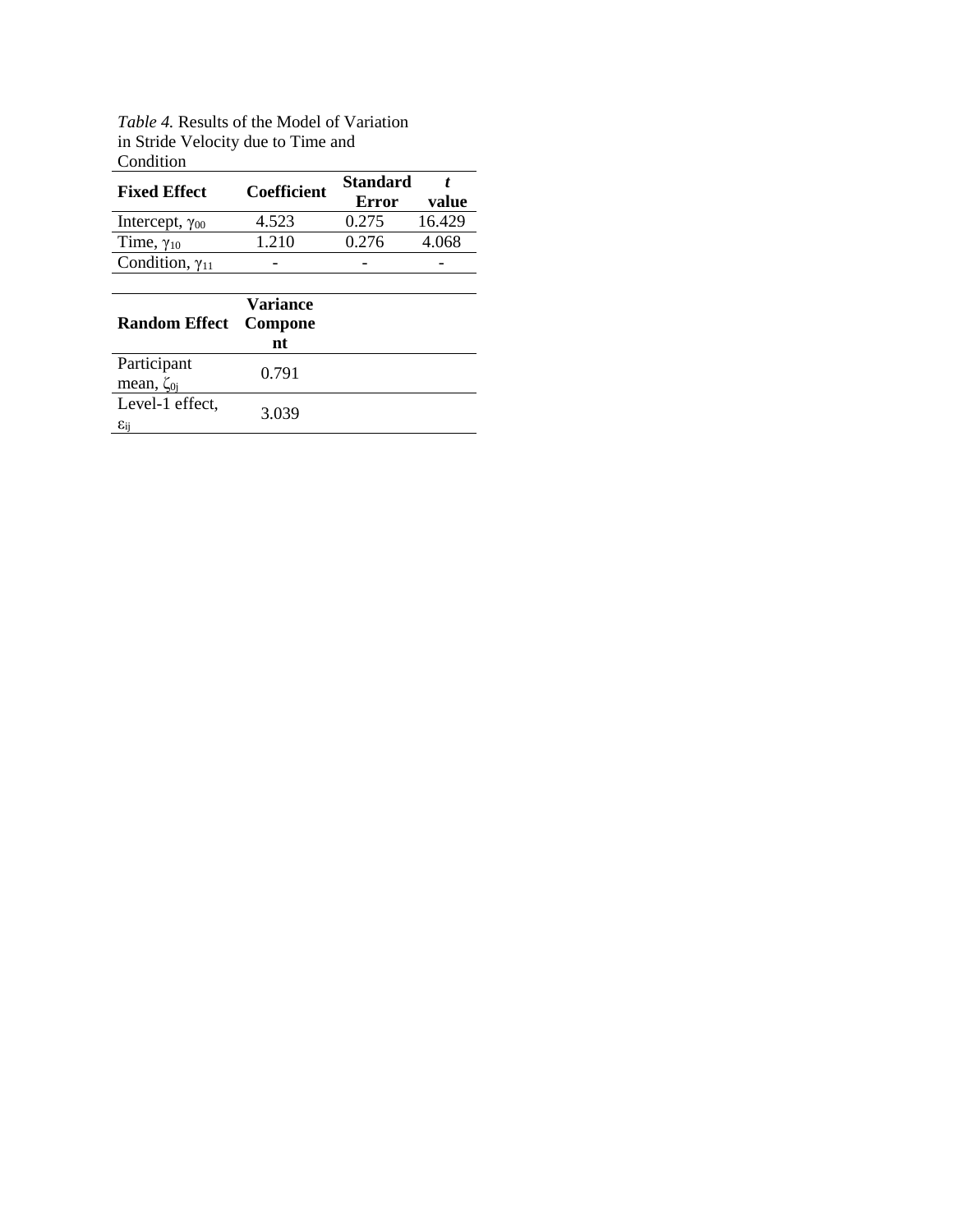*Table 4.* Results of the Model of Variation in Stride Velocity due to Time and Condition

| Fixed Effect | Coefficient | Standard Error | *t* value |
|---|---|---|---|
| Intercept, $\gamma_{00}$ | 4.523 | 0.275 | 16.429 |
| Time, $\gamma_{10}$ | 1.210 | 0.276 | 4.068 |
| Condition, $\gamma_{11}$ | - | - | - |

| Random Effect | Variance Component |
|---|---|
| Participant mean, $\zeta_{0j}$ | 0.791 |
| Level-1 effect, $\varepsilon_{ij}$ | 3.039 |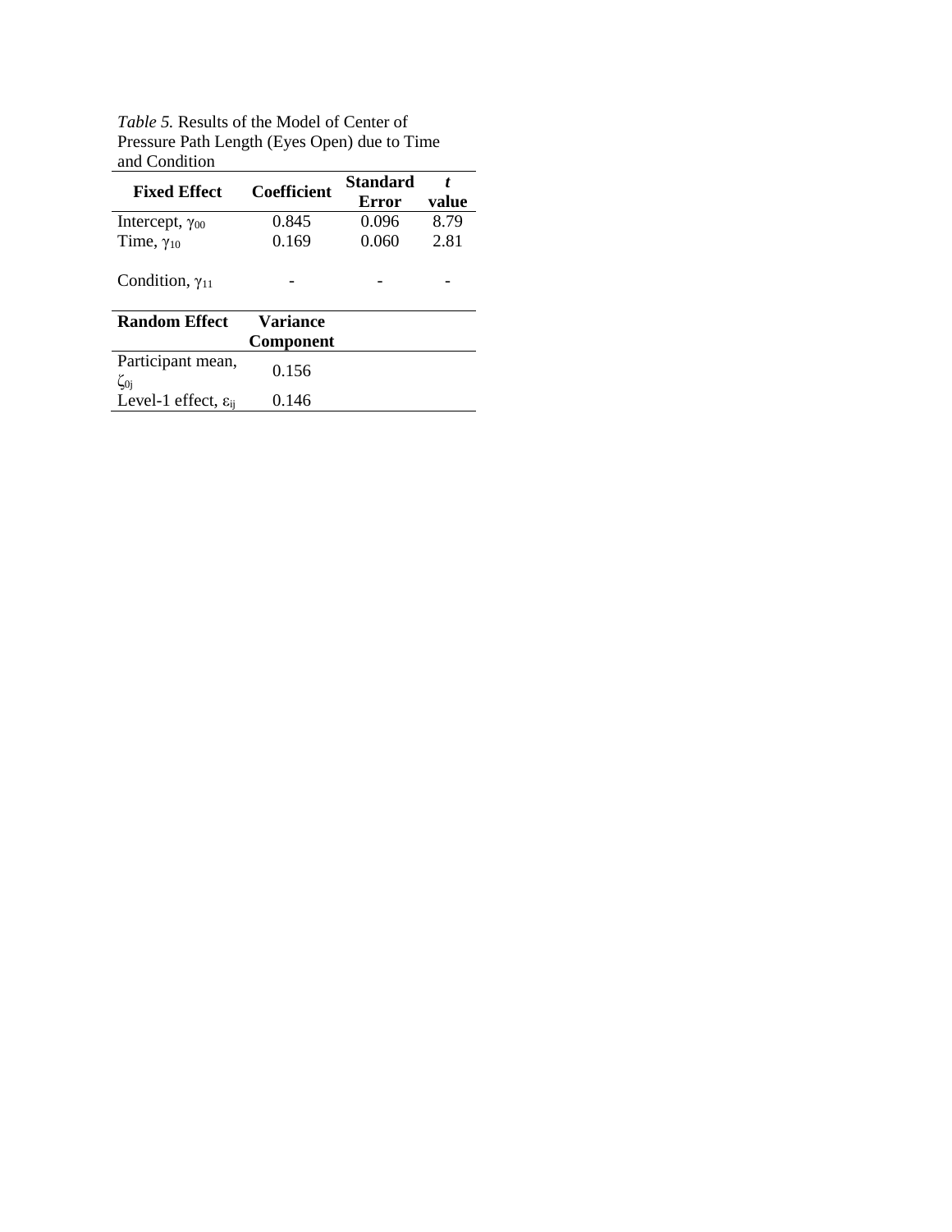*Table 5.* Results of the Model of Center of Pressure Path Length (Eyes Open) due to Time and Condition

| Fixed Effect | Coefficient | Standard Error | *t* value |
|---|---|---|---|
| Intercept, $\gamma_{00}$ | 0.845 | 0.096 | 8.79 |
| Time, $\gamma_{10}$ | 0.169 | 0.060 | 2.81 |
| Condition, $\gamma_{11}$ | - | - | - |
| **Random Effect** | **Variance Component** | | |
| Participant mean, $\zeta_{0j}$ | 0.156 | | |
| Level-1 effect, $\varepsilon_{ij}$ | 0.146 | | |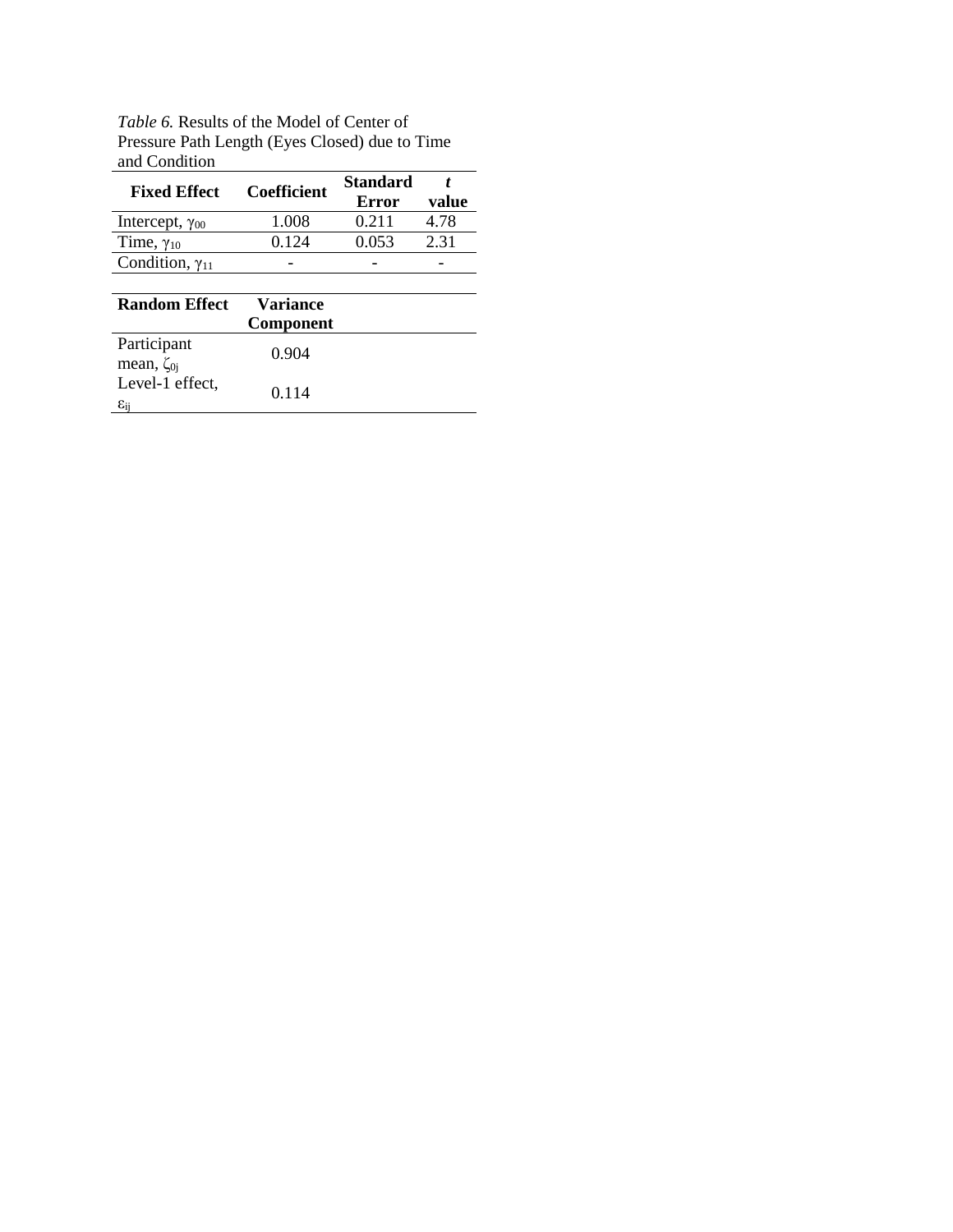*Table 6.* Results of the Model of Center of Pressure Path Length (Eyes Closed) due to Time and Condition

| Fixed Effect | Coefficient | Standard Error | *t* value |
|---|---|---|---|
| Intercept, $\gamma_{00}$ | 1.008 | 0.211 | 4.78 |
| Time, $\gamma_{10}$ | 0.124 | 0.053 | 2.31 |
| Condition, $\gamma_{11}$ | - | - | - |

| Random Effect | Variance Component |
|---|---|
| Participant mean, $\zeta_{0j}$ | 0.904 |
| Level-1 effect, $\varepsilon_{ij}$ | 0.114 |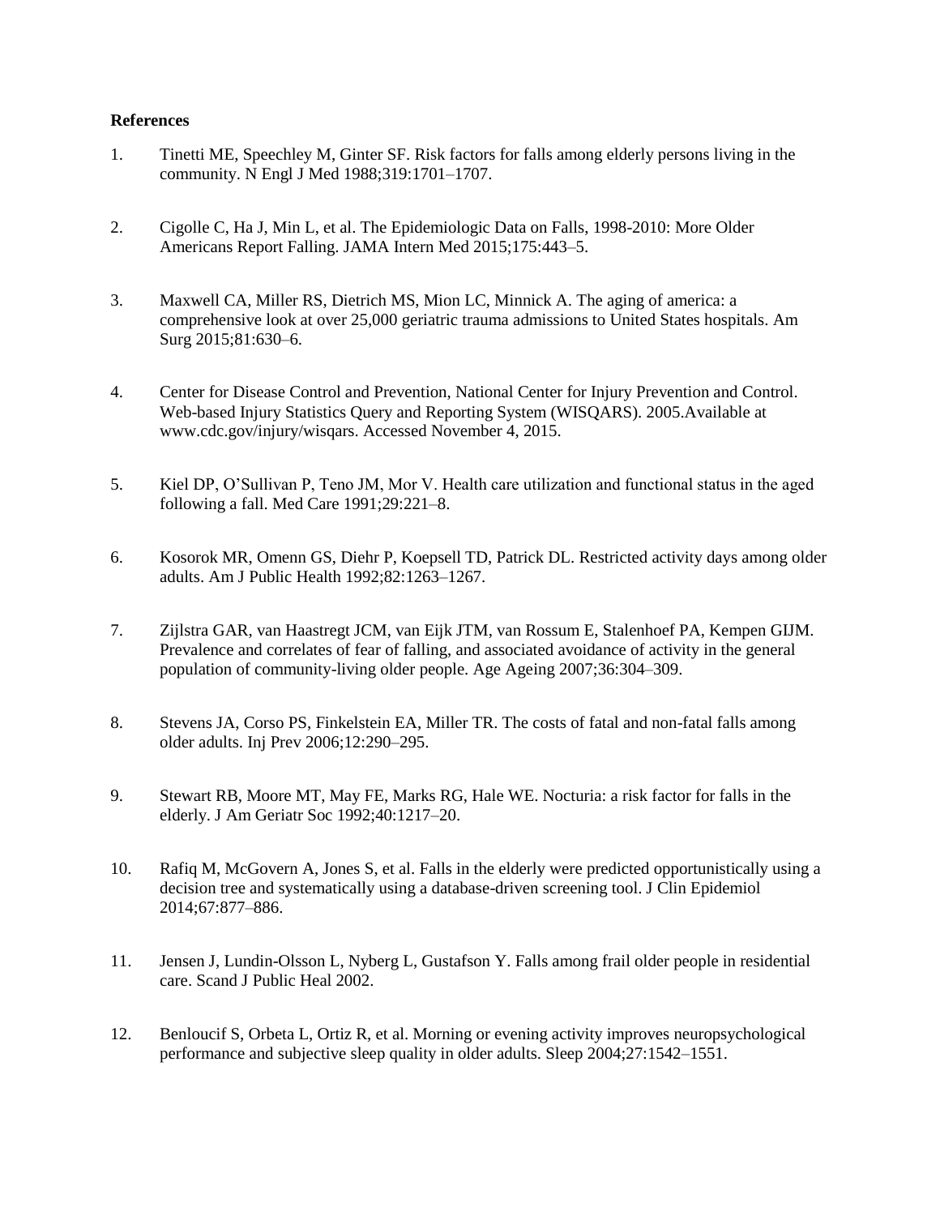**References**

1. Tinetti ME, Speechley M, Ginter SF. Risk factors for falls among elderly persons living in the community. N Engl J Med 1988;319:1701–1707.

2. Cigolle C, Ha J, Min L, et al. The Epidemiologic Data on Falls, 1998-2010: More Older Americans Report Falling. JAMA Intern Med 2015;175:443–5.

3. Maxwell CA, Miller RS, Dietrich MS, Mion LC, Minnick A. The aging of america: a comprehensive look at over 25,000 geriatric trauma admissions to United States hospitals. Am Surg 2015;81:630–6.

4. Center for Disease Control and Prevention, National Center for Injury Prevention and Control. Web-based Injury Statistics Query and Reporting System (WISQARS). 2005.Available at www.cdc.gov/injury/wisqars. Accessed November 4, 2015.

5. Kiel DP, O'Sullivan P, Teno JM, Mor V. Health care utilization and functional status in the aged following a fall. Med Care 1991;29:221–8.

6. Kosorok MR, Omenn GS, Diehr P, Koepsell TD, Patrick DL. Restricted activity days among older adults. Am J Public Health 1992;82:1263–1267.

7. Zijlstra GAR, van Haastregt JCM, van Eijk JTM, van Rossum E, Stalenhoef PA, Kempen GIJM. Prevalence and correlates of fear of falling, and associated avoidance of activity in the general population of community-living older people. Age Ageing 2007;36:304–309.

8. Stevens JA, Corso PS, Finkelstein EA, Miller TR. The costs of fatal and non-fatal falls among older adults. Inj Prev 2006;12:290–295.

9. Stewart RB, Moore MT, May FE, Marks RG, Hale WE. Nocturia: a risk factor for falls in the elderly. J Am Geriatr Soc 1992;40:1217–20.

10. Rafiq M, McGovern A, Jones S, et al. Falls in the elderly were predicted opportunistically using a decision tree and systematically using a database-driven screening tool. J Clin Epidemiol 2014;67:877–886.

11. Jensen J, Lundin-Olsson L, Nyberg L, Gustafson Y. Falls among frail older people in residential care. Scand J Public Heal 2002.

12. Benloucif S, Orbeta L, Ortiz R, et al. Morning or evening activity improves neuropsychological performance and subjective sleep quality in older adults. Sleep 2004;27:1542–1551.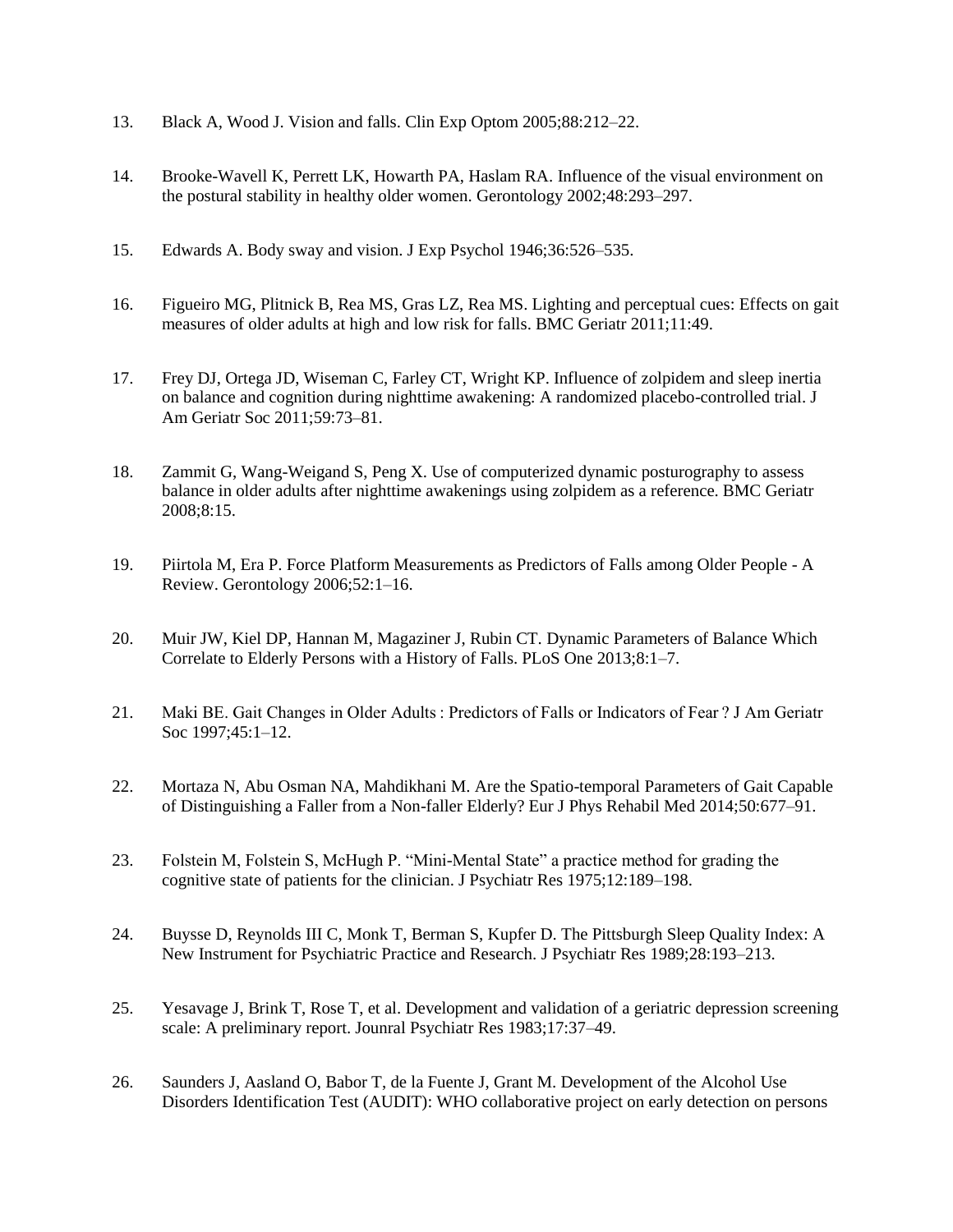13. Black A, Wood J. Vision and falls. Clin Exp Optom 2005;88:212–22.

14. Brooke-Wavell K, Perrett LK, Howarth PA, Haslam RA. Influence of the visual environment on the postural stability in healthy older women. Gerontology 2002;48:293–297.

15. Edwards A. Body sway and vision. J Exp Psychol 1946;36:526–535.

16. Figueiro MG, Plitnick B, Rea MS, Gras LZ, Rea MS. Lighting and perceptual cues: Effects on gait measures of older adults at high and low risk for falls. BMC Geriatr 2011;11:49.

17. Frey DJ, Ortega JD, Wiseman C, Farley CT, Wright KP. Influence of zolpidem and sleep inertia on balance and cognition during nighttime awakening: A randomized placebo-controlled trial. J Am Geriatr Soc 2011;59:73–81.

18. Zammit G, Wang-Weigand S, Peng X. Use of computerized dynamic posturography to assess balance in older adults after nighttime awakenings using zolpidem as a reference. BMC Geriatr 2008;8:15.

19. Piirtola M, Era P. Force Platform Measurements as Predictors of Falls among Older People - A Review. Gerontology 2006;52:1–16.

20. Muir JW, Kiel DP, Hannan M, Magaziner J, Rubin CT. Dynamic Parameters of Balance Which Correlate to Elderly Persons with a History of Falls. PLoS One 2013;8:1–7.

21. Maki BE. Gait Changes in Older Adults : Predictors of Falls or Indicators of Fear ? J Am Geriatr Soc 1997;45:1–12.

22. Mortaza N, Abu Osman NA, Mahdikhani M. Are the Spatio-temporal Parameters of Gait Capable of Distinguishing a Faller from a Non-faller Elderly? Eur J Phys Rehabil Med 2014;50:677–91.

23. Folstein M, Folstein S, McHugh P. "Mini-Mental State" a practice method for grading the cognitive state of patients for the clinician. J Psychiatr Res 1975;12:189–198.

24. Buysse D, Reynolds III C, Monk T, Berman S, Kupfer D. The Pittsburgh Sleep Quality Index: A New Instrument for Psychiatric Practice and Research. J Psychiatr Res 1989;28:193–213.

25. Yesavage J, Brink T, Rose T, et al. Development and validation of a geriatric depression screening scale: A preliminary report. Jounral Psychiatr Res 1983;17:37–49.

26. Saunders J, Aasland O, Babor T, de la Fuente J, Grant M. Development of the Alcohol Use Disorders Identification Test (AUDIT): WHO collaborative project on early detection on persons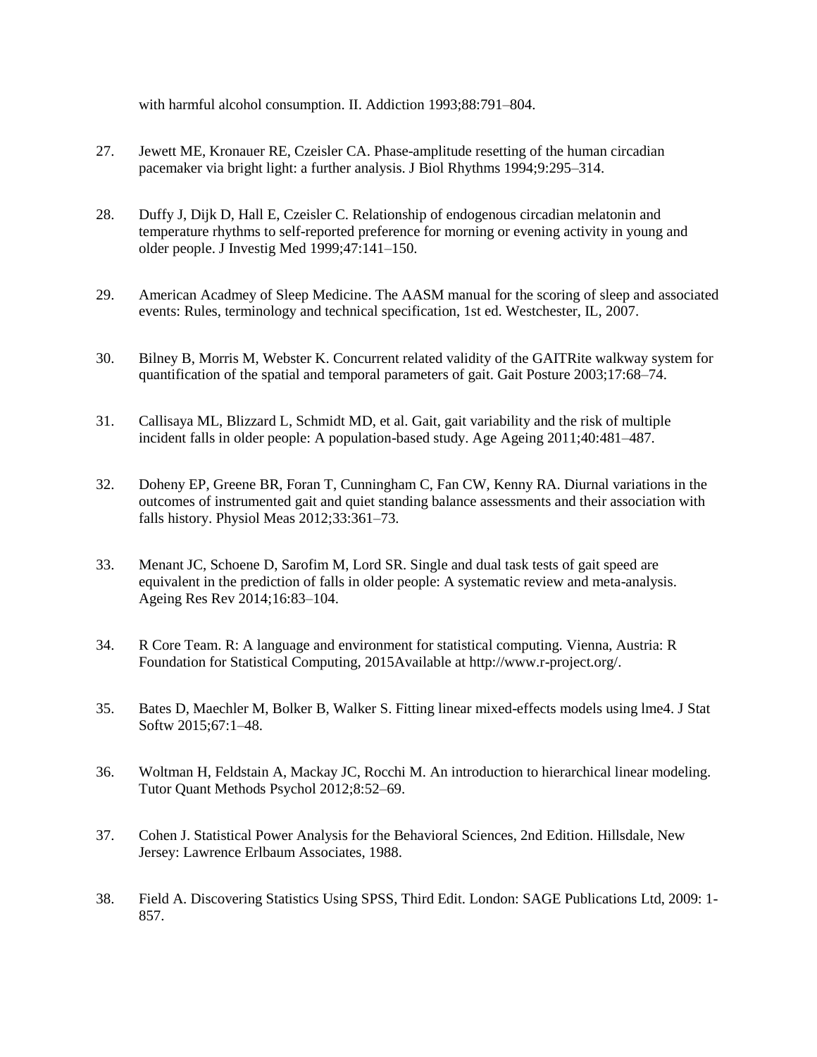with harmful alcohol consumption. II. Addiction 1993;88:791–804.

27. Jewett ME, Kronauer RE, Czeisler CA. Phase-amplitude resetting of the human circadian pacemaker via bright light: a further analysis. J Biol Rhythms 1994;9:295–314.

28. Duffy J, Dijk D, Hall E, Czeisler C. Relationship of endogenous circadian melatonin and temperature rhythms to self-reported preference for morning or evening activity in young and older people. J Investig Med 1999;47:141–150.

29. American Acadmey of Sleep Medicine. The AASM manual for the scoring of sleep and associated events: Rules, terminology and technical specification, 1st ed. Westchester, IL, 2007.

30. Bilney B, Morris M, Webster K. Concurrent related validity of the GAITRite walkway system for quantification of the spatial and temporal parameters of gait. Gait Posture 2003;17:68–74.

31. Callisaya ML, Blizzard L, Schmidt MD, et al. Gait, gait variability and the risk of multiple incident falls in older people: A population-based study. Age Ageing 2011;40:481–487.

32. Doheny EP, Greene BR, Foran T, Cunningham C, Fan CW, Kenny RA. Diurnal variations in the outcomes of instrumented gait and quiet standing balance assessments and their association with falls history. Physiol Meas 2012;33:361–73.

33. Menant JC, Schoene D, Sarofim M, Lord SR. Single and dual task tests of gait speed are equivalent in the prediction of falls in older people: A systematic review and meta-analysis. Ageing Res Rev 2014;16:83–104.

34. R Core Team. R: A language and environment for statistical computing. Vienna, Austria: R Foundation for Statistical Computing, 2015Available at http://www.r-project.org/.

35. Bates D, Maechler M, Bolker B, Walker S. Fitting linear mixed-effects models using lme4. J Stat Softw 2015;67:1–48.

36. Woltman H, Feldstain A, Mackay JC, Rocchi M. An introduction to hierarchical linear modeling. Tutor Quant Methods Psychol 2012;8:52–69.

37. Cohen J. Statistical Power Analysis for the Behavioral Sciences, 2nd Edition. Hillsdale, New Jersey: Lawrence Erlbaum Associates, 1988.

38. Field A. Discovering Statistics Using SPSS, Third Edit. London: SAGE Publications Ltd, 2009: 1-857.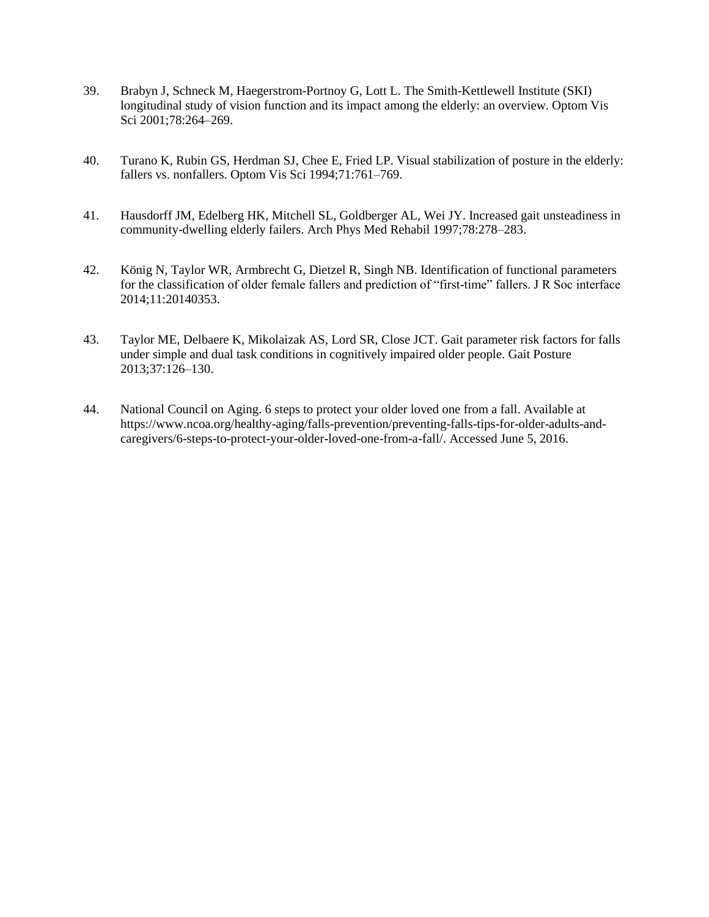39. Brabyn J, Schneck M, Haegerstrom-Portnoy G, Lott L. The Smith-Kettlewell Institute (SKI) longitudinal study of vision function and its impact among the elderly: an overview. Optom Vis Sci 2001;78:264–269.

40. Turano K, Rubin GS, Herdman SJ, Chee E, Fried LP. Visual stabilization of posture in the elderly: fallers vs. nonfallers. Optom Vis Sci 1994;71:761–769.

41. Hausdorff JM, Edelberg HK, Mitchell SL, Goldberger AL, Wei JY. Increased gait unsteadiness in community-dwelling elderly failers. Arch Phys Med Rehabil 1997;78:278–283.

42. König N, Taylor WR, Armbrecht G, Dietzel R, Singh NB. Identification of functional parameters for the classification of older female fallers and prediction of "first-time" fallers. J R Soc interface 2014;11:20140353.

43. Taylor ME, Delbaere K, Mikolaizak AS, Lord SR, Close JCT. Gait parameter risk factors for falls under simple and dual task conditions in cognitively impaired older people. Gait Posture 2013;37:126–130.

44. National Council on Aging. 6 steps to protect your older loved one from a fall. Available at https://www.ncoa.org/healthy-aging/falls-prevention/preventing-falls-tips-for-older-adults-and-caregivers/6-steps-to-protect-your-older-loved-one-from-a-fall/. Accessed June 5, 2016.